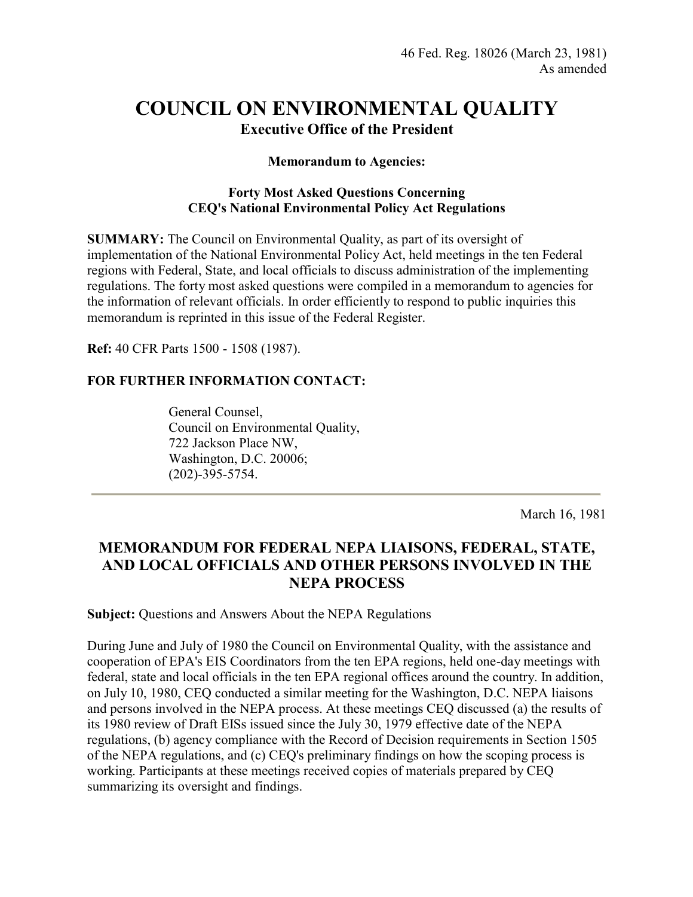46 Fed. Reg. 18026 (March 23, 1981)
As amended

# COUNCIL ON ENVIRONMENTAL QUALITY

**Executive Office of the President**

**Memorandum to Agencies:**

**Forty Most Asked Questions Concerning CEQ's National Environmental Policy Act Regulations**

**SUMMARY:** The Council on Environmental Quality, as part of its oversight of implementation of the National Environmental Policy Act, held meetings in the ten Federal regions with Federal, State, and local officials to discuss administration of the implementing regulations. The forty most asked questions were compiled in a memorandum to agencies for the information of relevant officials. In order efficiently to respond to public inquiries this memorandum is reprinted in this issue of the Federal Register.

**Ref:** 40 CFR Parts 1500 - 1508 (1987).

**FOR FURTHER INFORMATION CONTACT:**

General Counsel,
Council on Environmental Quality,
722 Jackson Place NW,
Washington, D.C. 20006;
(202)-395-5754.

---

March 16, 1981

## MEMORANDUM FOR FEDERAL NEPA LIAISONS, FEDERAL, STATE, AND LOCAL OFFICIALS AND OTHER PERSONS INVOLVED IN THE NEPA PROCESS

**Subject:** Questions and Answers About the NEPA Regulations

During June and July of 1980 the Council on Environmental Quality, with the assistance and cooperation of EPA's EIS Coordinators from the ten EPA regions, held one-day meetings with federal, state and local officials in the ten EPA regional offices around the country. In addition, on July 10, 1980, CEQ conducted a similar meeting for the Washington, D.C. NEPA liaisons and persons involved in the NEPA process. At these meetings CEQ discussed (a) the results of its 1980 review of Draft EISs issued since the July 30, 1979 effective date of the NEPA regulations, (b) agency compliance with the Record of Decision requirements in Section 1505 of the NEPA regulations, and (c) CEQ's preliminary findings on how the scoping process is working. Participants at these meetings received copies of materials prepared by CEQ summarizing its oversight and findings.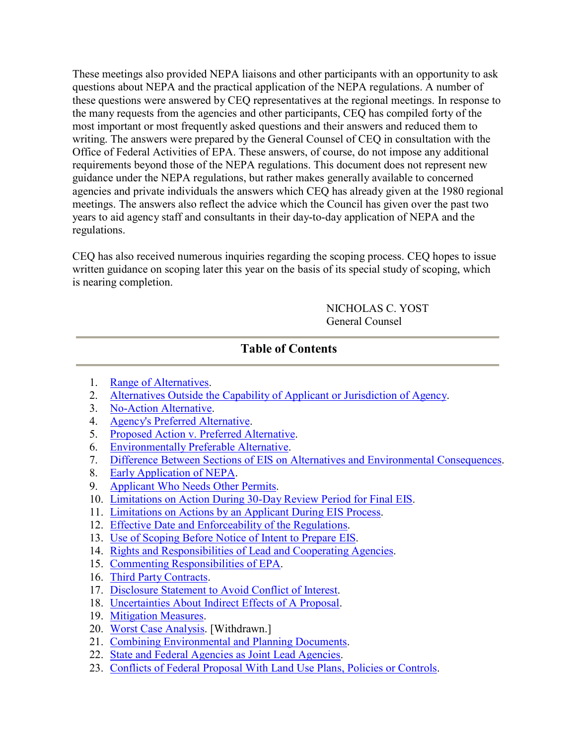These meetings also provided NEPA liaisons and other participants with an opportunity to ask questions about NEPA and the practical application of the NEPA regulations. A number of these questions were answered by CEQ representatives at the regional meetings. In response to the many requests from the agencies and other participants, CEQ has compiled forty of the most important or most frequently asked questions and their answers and reduced them to writing. The answers were prepared by the General Counsel of CEQ in consultation with the Office of Federal Activities of EPA. These answers, of course, do not impose any additional requirements beyond those of the NEPA regulations. This document does not represent new guidance under the NEPA regulations, but rather makes generally available to concerned agencies and private individuals the answers which CEQ has already given at the 1980 regional meetings. The answers also reflect the advice which the Council has given over the past two years to aid agency staff and consultants in their day-to-day application of NEPA and the regulations.

CEQ has also received numerous inquiries regarding the scoping process. CEQ hopes to issue written guidance on scoping later this year on the basis of its special study of scoping, which is nearing completion.

NICHOLAS C. YOST
General Counsel

---

## Table of Contents

1. Range of Alternatives.
2. Alternatives Outside the Capability of Applicant or Jurisdiction of Agency.
3. No-Action Alternative.
4. Agency's Preferred Alternative.
5. Proposed Action v. Preferred Alternative.
6. Environmentally Preferable Alternative.
7. Difference Between Sections of EIS on Alternatives and Environmental Consequences.
8. Early Application of NEPA.
9. Applicant Who Needs Other Permits.
10. Limitations on Action During 30-Day Review Period for Final EIS.
11. Limitations on Actions by an Applicant During EIS Process.
12. Effective Date and Enforceability of the Regulations.
13. Use of Scoping Before Notice of Intent to Prepare EIS.
14. Rights and Responsibilities of Lead and Cooperating Agencies.
15. Commenting Responsibilities of EPA.
16. Third Party Contracts.
17. Disclosure Statement to Avoid Conflict of Interest.
18. Uncertainties About Indirect Effects of A Proposal.
19. Mitigation Measures.
20. Worst Case Analysis. [Withdrawn.]
21. Combining Environmental and Planning Documents.
22. State and Federal Agencies as Joint Lead Agencies.
23. Conflicts of Federal Proposal With Land Use Plans, Policies or Controls.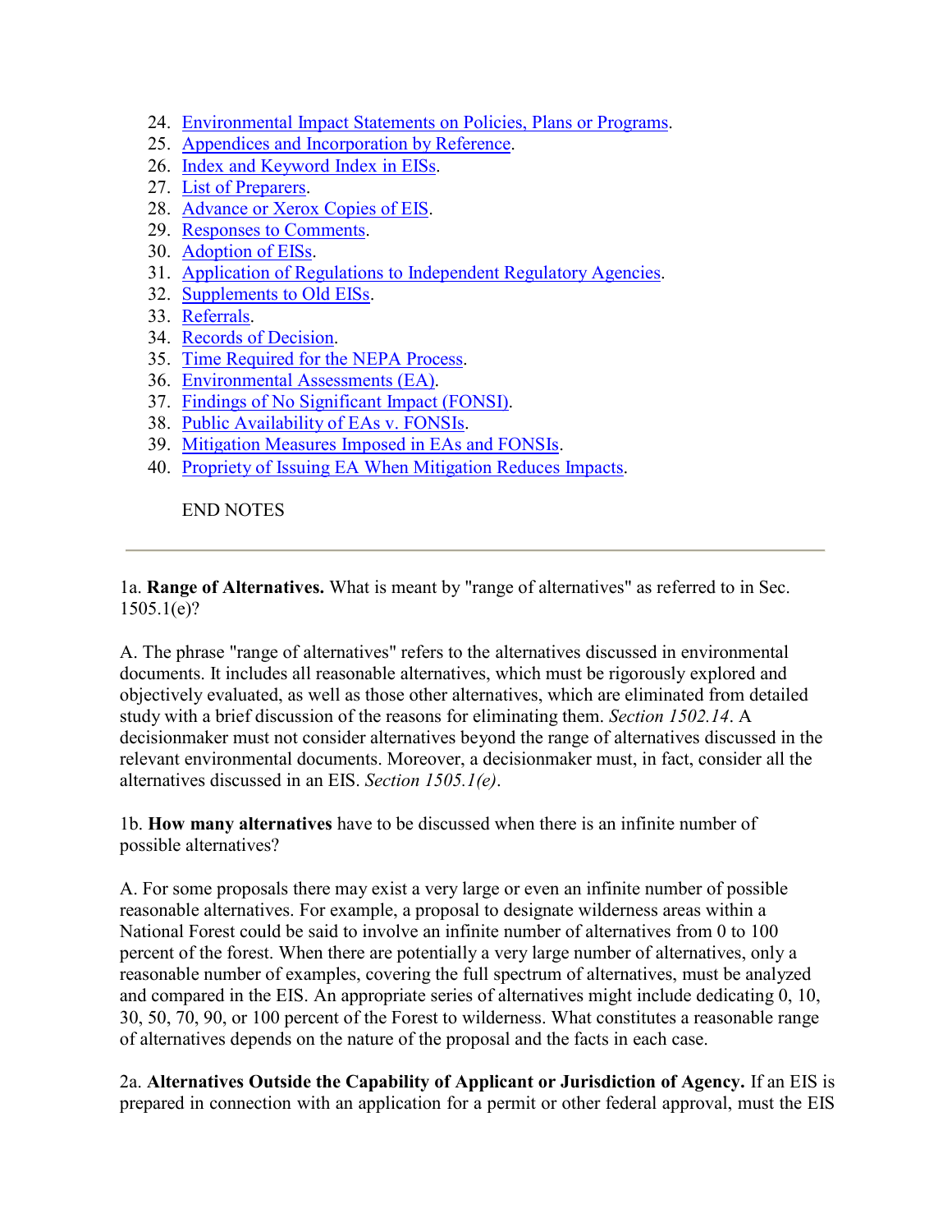24. Environmental Impact Statements on Policies, Plans or Programs.
25. Appendices and Incorporation by Reference.
26. Index and Keyword Index in EISs.
27. List of Preparers.
28. Advance or Xerox Copies of EIS.
29. Responses to Comments.
30. Adoption of EISs.
31. Application of Regulations to Independent Regulatory Agencies.
32. Supplements to Old EISs.
33. Referrals.
34. Records of Decision.
35. Time Required for the NEPA Process.
36. Environmental Assessments (EA).
37. Findings of No Significant Impact (FONSI).
38. Public Availability of EAs v. FONSIs.
39. Mitigation Measures Imposed in EAs and FONSIs.
40. Propriety of Issuing EA When Mitigation Reduces Impacts.

END NOTES

---

1a. **Range of Alternatives.** What is meant by "range of alternatives" as referred to in Sec. 1505.1(e)?

A. The phrase "range of alternatives" refers to the alternatives discussed in environmental documents. It includes all reasonable alternatives, which must be rigorously explored and objectively evaluated, as well as those other alternatives, which are eliminated from detailed study with a brief discussion of the reasons for eliminating them. *Section 1502.14*. A decisionmaker must not consider alternatives beyond the range of alternatives discussed in the relevant environmental documents. Moreover, a decisionmaker must, in fact, consider all the alternatives discussed in an EIS. *Section 1505.1(e)*.

1b. **How many alternatives** have to be discussed when there is an infinite number of possible alternatives?

A. For some proposals there may exist a very large or even an infinite number of possible reasonable alternatives. For example, a proposal to designate wilderness areas within a National Forest could be said to involve an infinite number of alternatives from 0 to 100 percent of the forest. When there are potentially a very large number of alternatives, only a reasonable number of examples, covering the full spectrum of alternatives, must be analyzed and compared in the EIS. An appropriate series of alternatives might include dedicating 0, 10, 30, 50, 70, 90, or 100 percent of the Forest to wilderness. What constitutes a reasonable range of alternatives depends on the nature of the proposal and the facts in each case.

2a. **Alternatives Outside the Capability of Applicant or Jurisdiction of Agency.** If an EIS is prepared in connection with an application for a permit or other federal approval, must the EIS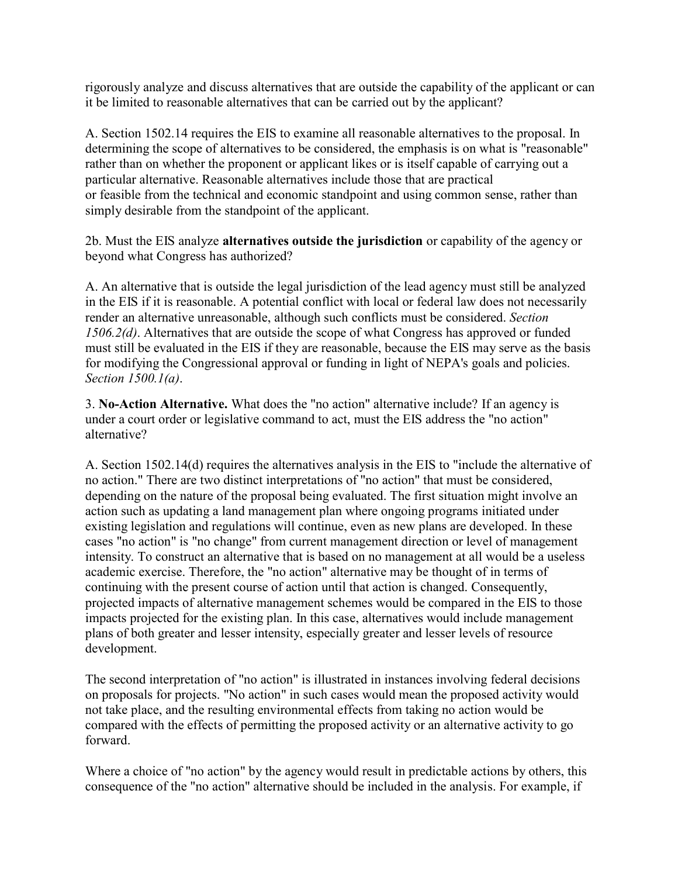rigorously analyze and discuss alternatives that are outside the capability of the applicant or can it be limited to reasonable alternatives that can be carried out by the applicant?

A. Section 1502.14 requires the EIS to examine all reasonable alternatives to the proposal. In determining the scope of alternatives to be considered, the emphasis is on what is "reasonable" rather than on whether the proponent or applicant likes or is itself capable of carrying out a particular alternative. Reasonable alternatives include those that are practical or feasible from the technical and economic standpoint and using common sense, rather than simply desirable from the standpoint of the applicant.

2b. Must the EIS analyze **alternatives outside the jurisdiction** or capability of the agency or beyond what Congress has authorized?

A. An alternative that is outside the legal jurisdiction of the lead agency must still be analyzed in the EIS if it is reasonable. A potential conflict with local or federal law does not necessarily render an alternative unreasonable, although such conflicts must be considered. *Section 1506.2(d)*. Alternatives that are outside the scope of what Congress has approved or funded must still be evaluated in the EIS if they are reasonable, because the EIS may serve as the basis for modifying the Congressional approval or funding in light of NEPA's goals and policies. *Section 1500.1(a)*.

3. **No-Action Alternative.** What does the "no action" alternative include? If an agency is under a court order or legislative command to act, must the EIS address the "no action" alternative?

A. Section 1502.14(d) requires the alternatives analysis in the EIS to "include the alternative of no action." There are two distinct interpretations of "no action" that must be considered, depending on the nature of the proposal being evaluated. The first situation might involve an action such as updating a land management plan where ongoing programs initiated under existing legislation and regulations will continue, even as new plans are developed. In these cases "no action" is "no change" from current management direction or level of management intensity. To construct an alternative that is based on no management at all would be a useless academic exercise. Therefore, the "no action" alternative may be thought of in terms of continuing with the present course of action until that action is changed. Consequently, projected impacts of alternative management schemes would be compared in the EIS to those impacts projected for the existing plan. In this case, alternatives would include management plans of both greater and lesser intensity, especially greater and lesser levels of resource development.

The second interpretation of "no action" is illustrated in instances involving federal decisions on proposals for projects. "No action" in such cases would mean the proposed activity would not take place, and the resulting environmental effects from taking no action would be compared with the effects of permitting the proposed activity or an alternative activity to go forward.

Where a choice of "no action" by the agency would result in predictable actions by others, this consequence of the "no action" alternative should be included in the analysis. For example, if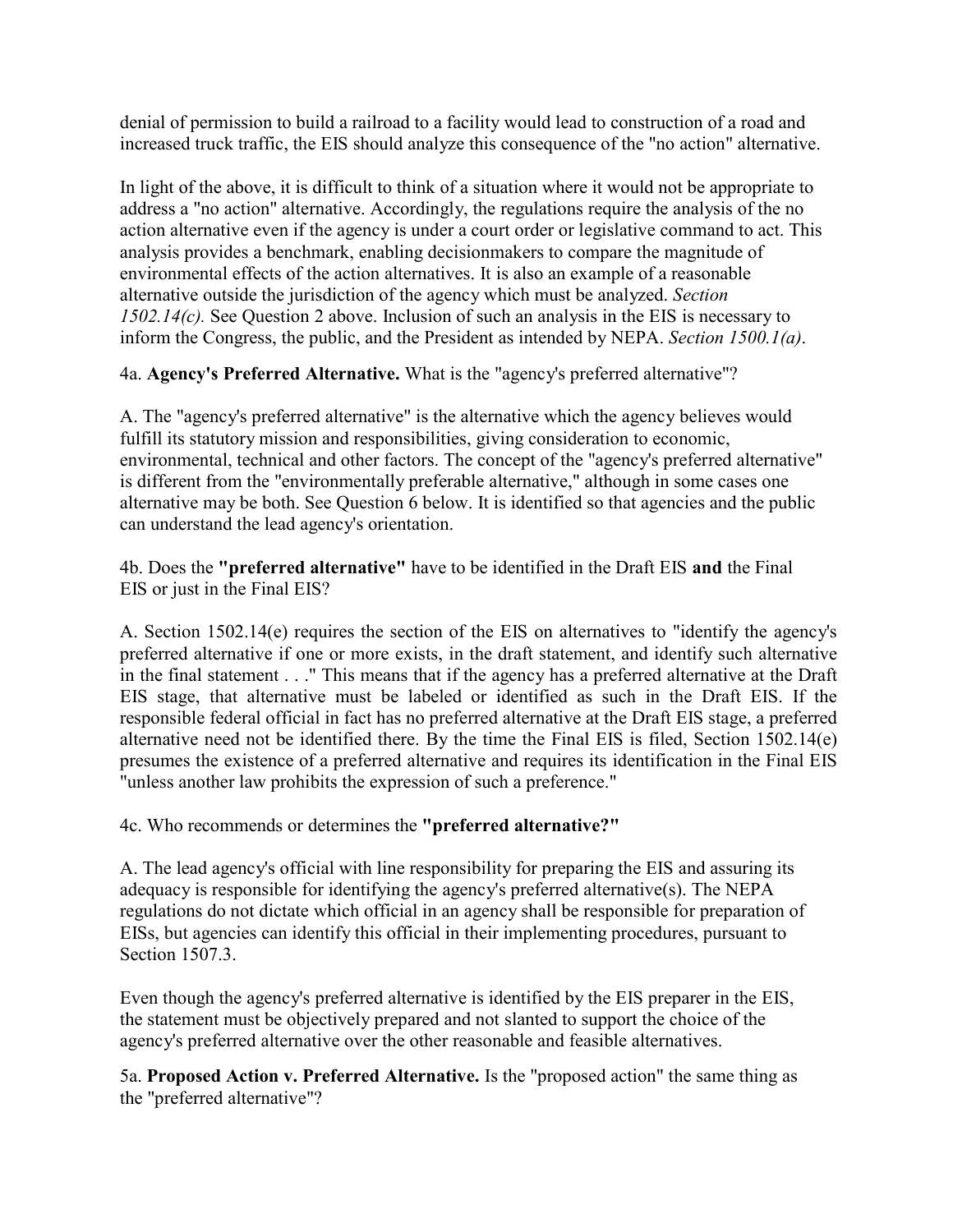denial of permission to build a railroad to a facility would lead to construction of a road and increased truck traffic, the EIS should analyze this consequence of the "no action" alternative.

In light of the above, it is difficult to think of a situation where it would not be appropriate to address a "no action" alternative. Accordingly, the regulations require the analysis of the no action alternative even if the agency is under a court order or legislative command to act. This analysis provides a benchmark, enabling decisionmakers to compare the magnitude of environmental effects of the action alternatives. It is also an example of a reasonable alternative outside the jurisdiction of the agency which must be analyzed. *Section 1502.14(c).* See Question 2 above. Inclusion of such an analysis in the EIS is necessary to inform the Congress, the public, and the President as intended by NEPA. *Section 1500.1(a)*.

4a. **Agency's Preferred Alternative.** What is the "agency's preferred alternative"?

A. The "agency's preferred alternative" is the alternative which the agency believes would fulfill its statutory mission and responsibilities, giving consideration to economic, environmental, technical and other factors. The concept of the "agency's preferred alternative" is different from the "environmentally preferable alternative," although in some cases one alternative may be both. See Question 6 below. It is identified so that agencies and the public can understand the lead agency's orientation.

4b. Does the **"preferred alternative"** have to be identified in the Draft EIS **and** the Final EIS or just in the Final EIS?

A. Section 1502.14(e) requires the section of the EIS on alternatives to "identify the agency's preferred alternative if one or more exists, in the draft statement, and identify such alternative in the final statement . . ." This means that if the agency has a preferred alternative at the Draft EIS stage, that alternative must be labeled or identified as such in the Draft EIS. If the responsible federal official in fact has no preferred alternative at the Draft EIS stage, a preferred alternative need not be identified there. By the time the Final EIS is filed, Section 1502.14(e) presumes the existence of a preferred alternative and requires its identification in the Final EIS "unless another law prohibits the expression of such a preference."

4c. Who recommends or determines the **"preferred alternative?"**

A. The lead agency's official with line responsibility for preparing the EIS and assuring its adequacy is responsible for identifying the agency's preferred alternative(s). The NEPA regulations do not dictate which official in an agency shall be responsible for preparation of EISs, but agencies can identify this official in their implementing procedures, pursuant to Section 1507.3.

Even though the agency's preferred alternative is identified by the EIS preparer in the EIS, the statement must be objectively prepared and not slanted to support the choice of the agency's preferred alternative over the other reasonable and feasible alternatives.

5a. **Proposed Action v. Preferred Alternative.** Is the "proposed action" the same thing as the "preferred alternative"?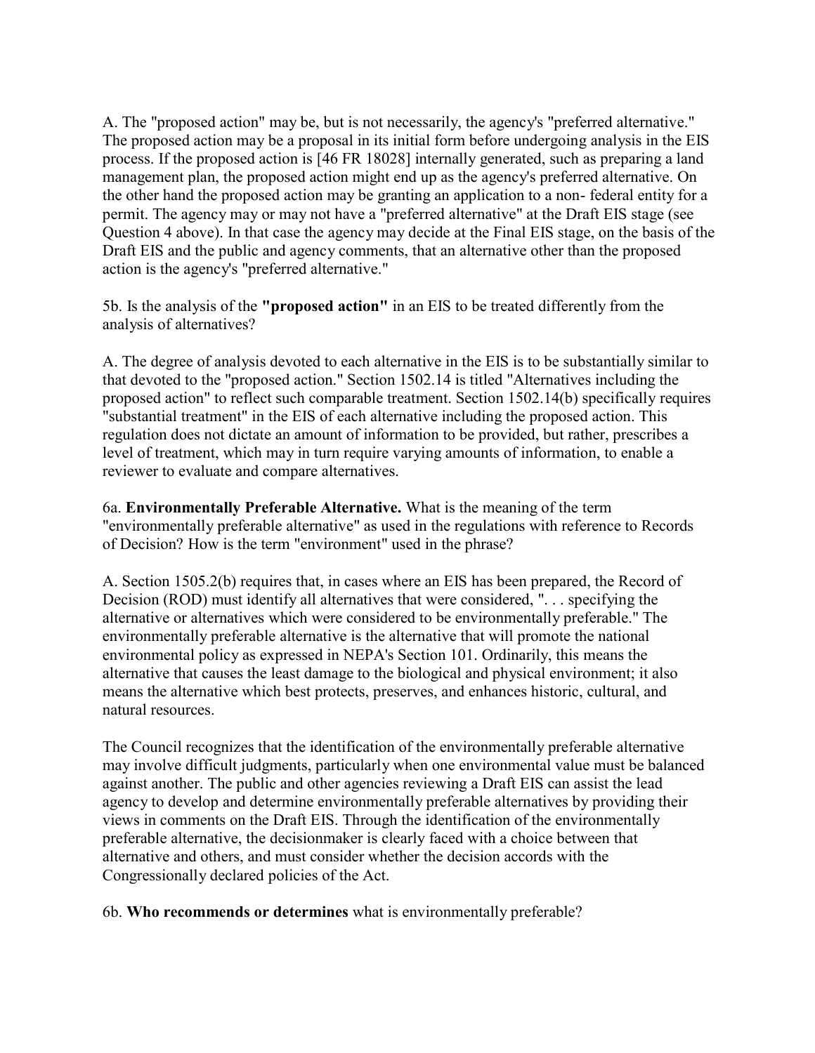A. The "proposed action" may be, but is not necessarily, the agency's "preferred alternative." The proposed action may be a proposal in its initial form before undergoing analysis in the EIS process. If the proposed action is [46 FR 18028] internally generated, such as preparing a land management plan, the proposed action might end up as the agency's preferred alternative. On the other hand the proposed action may be granting an application to a non- federal entity for a permit. The agency may or may not have a "preferred alternative" at the Draft EIS stage (see Question 4 above). In that case the agency may decide at the Final EIS stage, on the basis of the Draft EIS and the public and agency comments, that an alternative other than the proposed action is the agency's "preferred alternative."

5b. Is the analysis of the **"proposed action"** in an EIS to be treated differently from the analysis of alternatives?

A. The degree of analysis devoted to each alternative in the EIS is to be substantially similar to that devoted to the "proposed action." Section 1502.14 is titled "Alternatives including the proposed action" to reflect such comparable treatment. Section 1502.14(b) specifically requires "substantial treatment" in the EIS of each alternative including the proposed action. This regulation does not dictate an amount of information to be provided, but rather, prescribes a level of treatment, which may in turn require varying amounts of information, to enable a reviewer to evaluate and compare alternatives.

6a. **Environmentally Preferable Alternative.** What is the meaning of the term "environmentally preferable alternative" as used in the regulations with reference to Records of Decision? How is the term "environment" used in the phrase?

A. Section 1505.2(b) requires that, in cases where an EIS has been prepared, the Record of Decision (ROD) must identify all alternatives that were considered, ". . . specifying the alternative or alternatives which were considered to be environmentally preferable." The environmentally preferable alternative is the alternative that will promote the national environmental policy as expressed in NEPA's Section 101. Ordinarily, this means the alternative that causes the least damage to the biological and physical environment; it also means the alternative which best protects, preserves, and enhances historic, cultural, and natural resources.

The Council recognizes that the identification of the environmentally preferable alternative may involve difficult judgments, particularly when one environmental value must be balanced against another. The public and other agencies reviewing a Draft EIS can assist the lead agency to develop and determine environmentally preferable alternatives by providing their views in comments on the Draft EIS. Through the identification of the environmentally preferable alternative, the decisionmaker is clearly faced with a choice between that alternative and others, and must consider whether the decision accords with the Congressionally declared policies of the Act.

6b. **Who recommends or determines** what is environmentally preferable?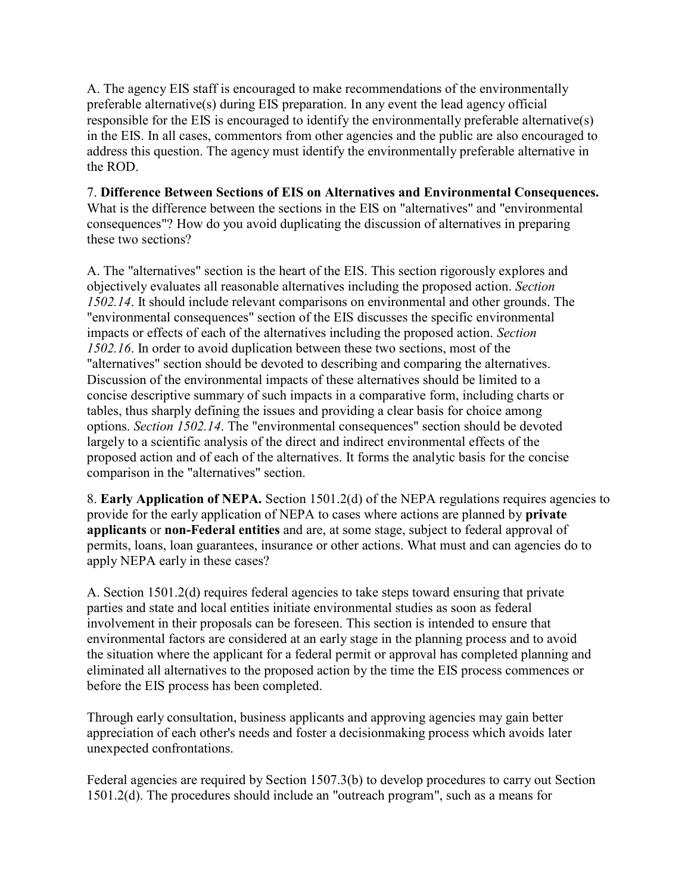A. The agency EIS staff is encouraged to make recommendations of the environmentally preferable alternative(s) during EIS preparation. In any event the lead agency official responsible for the EIS is encouraged to identify the environmentally preferable alternative(s) in the EIS. In all cases, commentors from other agencies and the public are also encouraged to address this question. The agency must identify the environmentally preferable alternative in the ROD.

7. **Difference Between Sections of EIS on Alternatives and Environmental Consequences.** What is the difference between the sections in the EIS on "alternatives" and "environmental consequences"? How do you avoid duplicating the discussion of alternatives in preparing these two sections?

A. The "alternatives" section is the heart of the EIS. This section rigorously explores and objectively evaluates all reasonable alternatives including the proposed action. *Section 1502.14*. It should include relevant comparisons on environmental and other grounds. The "environmental consequences" section of the EIS discusses the specific environmental impacts or effects of each of the alternatives including the proposed action. *Section 1502.16*. In order to avoid duplication between these two sections, most of the "alternatives" section should be devoted to describing and comparing the alternatives. Discussion of the environmental impacts of these alternatives should be limited to a concise descriptive summary of such impacts in a comparative form, including charts or tables, thus sharply defining the issues and providing a clear basis for choice among options. *Section 1502.14*. The "environmental consequences" section should be devoted largely to a scientific analysis of the direct and indirect environmental effects of the proposed action and of each of the alternatives. It forms the analytic basis for the concise comparison in the "alternatives" section.

8. **Early Application of NEPA.** Section 1501.2(d) of the NEPA regulations requires agencies to provide for the early application of NEPA to cases where actions are planned by **private applicants** or **non-Federal entities** and are, at some stage, subject to federal approval of permits, loans, loan guarantees, insurance or other actions. What must and can agencies do to apply NEPA early in these cases?

A. Section 1501.2(d) requires federal agencies to take steps toward ensuring that private parties and state and local entities initiate environmental studies as soon as federal involvement in their proposals can be foreseen. This section is intended to ensure that environmental factors are considered at an early stage in the planning process and to avoid the situation where the applicant for a federal permit or approval has completed planning and eliminated all alternatives to the proposed action by the time the EIS process commences or before the EIS process has been completed.

Through early consultation, business applicants and approving agencies may gain better appreciation of each other's needs and foster a decisionmaking process which avoids later unexpected confrontations.

Federal agencies are required by Section 1507.3(b) to develop procedures to carry out Section 1501.2(d). The procedures should include an "outreach program", such as a means for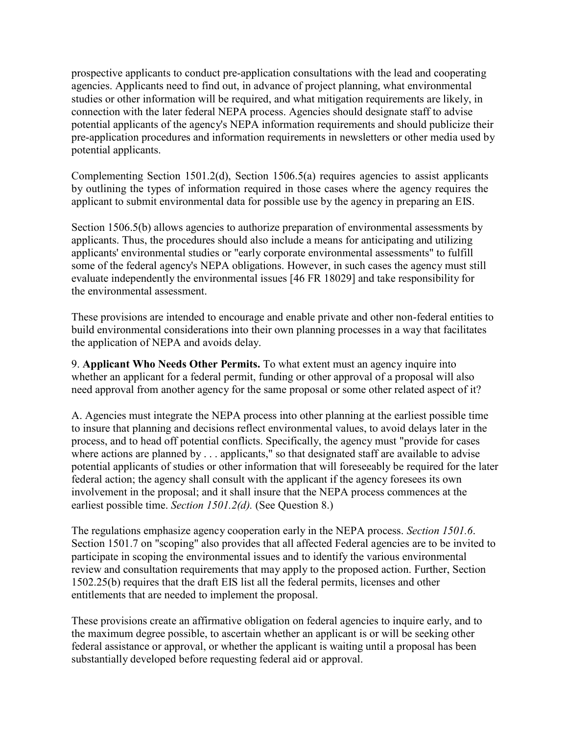prospective applicants to conduct pre-application consultations with the lead and cooperating agencies. Applicants need to find out, in advance of project planning, what environmental studies or other information will be required, and what mitigation requirements are likely, in connection with the later federal NEPA process. Agencies should designate staff to advise potential applicants of the agency's NEPA information requirements and should publicize their pre-application procedures and information requirements in newsletters or other media used by potential applicants.

Complementing Section 1501.2(d), Section 1506.5(a) requires agencies to assist applicants by outlining the types of information required in those cases where the agency requires the applicant to submit environmental data for possible use by the agency in preparing an EIS.

Section 1506.5(b) allows agencies to authorize preparation of environmental assessments by applicants. Thus, the procedures should also include a means for anticipating and utilizing applicants' environmental studies or "early corporate environmental assessments" to fulfill some of the federal agency's NEPA obligations. However, in such cases the agency must still evaluate independently the environmental issues [46 FR 18029] and take responsibility for the environmental assessment.

These provisions are intended to encourage and enable private and other non-federal entities to build environmental considerations into their own planning processes in a way that facilitates the application of NEPA and avoids delay.

9. **Applicant Who Needs Other Permits.** To what extent must an agency inquire into whether an applicant for a federal permit, funding or other approval of a proposal will also need approval from another agency for the same proposal or some other related aspect of it?

A. Agencies must integrate the NEPA process into other planning at the earliest possible time to insure that planning and decisions reflect environmental values, to avoid delays later in the process, and to head off potential conflicts. Specifically, the agency must "provide for cases where actions are planned by . . . applicants," so that designated staff are available to advise potential applicants of studies or other information that will foreseeably be required for the later federal action; the agency shall consult with the applicant if the agency foresees its own involvement in the proposal; and it shall insure that the NEPA process commences at the earliest possible time. *Section 1501.2(d).* (See Question 8.)

The regulations emphasize agency cooperation early in the NEPA process. *Section 1501.6*. Section 1501.7 on "scoping" also provides that all affected Federal agencies are to be invited to participate in scoping the environmental issues and to identify the various environmental review and consultation requirements that may apply to the proposed action. Further, Section 1502.25(b) requires that the draft EIS list all the federal permits, licenses and other entitlements that are needed to implement the proposal.

These provisions create an affirmative obligation on federal agencies to inquire early, and to the maximum degree possible, to ascertain whether an applicant is or will be seeking other federal assistance or approval, or whether the applicant is waiting until a proposal has been substantially developed before requesting federal aid or approval.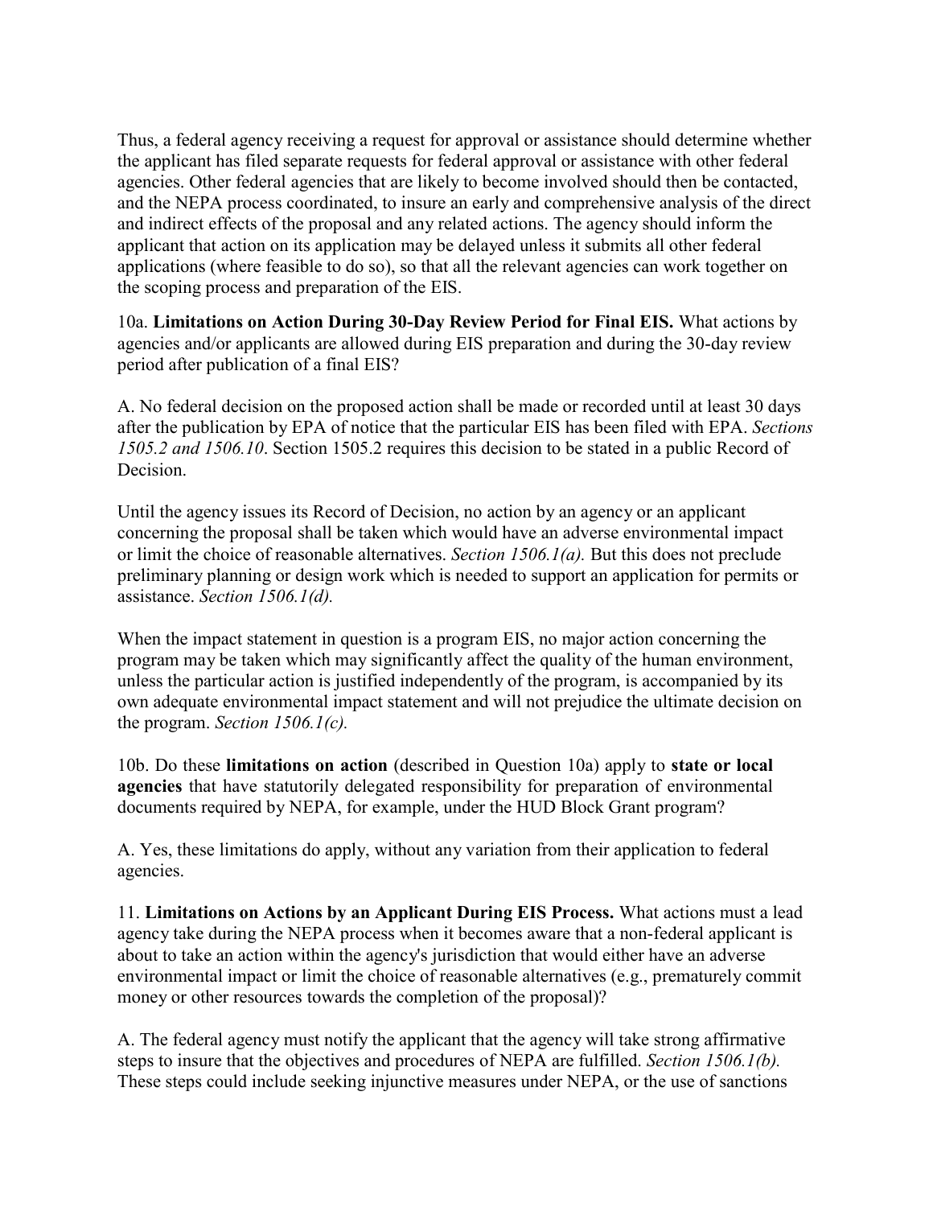Thus, a federal agency receiving a request for approval or assistance should determine whether the applicant has filed separate requests for federal approval or assistance with other federal agencies. Other federal agencies that are likely to become involved should then be contacted, and the NEPA process coordinated, to insure an early and comprehensive analysis of the direct and indirect effects of the proposal and any related actions. The agency should inform the applicant that action on its application may be delayed unless it submits all other federal applications (where feasible to do so), so that all the relevant agencies can work together on the scoping process and preparation of the EIS.

10a. **Limitations on Action During 30-Day Review Period for Final EIS.** What actions by agencies and/or applicants are allowed during EIS preparation and during the 30-day review period after publication of a final EIS?

A. No federal decision on the proposed action shall be made or recorded until at least 30 days after the publication by EPA of notice that the particular EIS has been filed with EPA. *Sections 1505.2 and 1506.10*. Section 1505.2 requires this decision to be stated in a public Record of Decision.

Until the agency issues its Record of Decision, no action by an agency or an applicant concerning the proposal shall be taken which would have an adverse environmental impact or limit the choice of reasonable alternatives. *Section 1506.1(a).* But this does not preclude preliminary planning or design work which is needed to support an application for permits or assistance. *Section 1506.1(d).*

When the impact statement in question is a program EIS, no major action concerning the program may be taken which may significantly affect the quality of the human environment, unless the particular action is justified independently of the program, is accompanied by its own adequate environmental impact statement and will not prejudice the ultimate decision on the program. *Section 1506.1(c).*

10b. Do these **limitations on action** (described in Question 10a) apply to **state or local agencies** that have statutorily delegated responsibility for preparation of environmental documents required by NEPA, for example, under the HUD Block Grant program?

A. Yes, these limitations do apply, without any variation from their application to federal agencies.

11. **Limitations on Actions by an Applicant During EIS Process.** What actions must a lead agency take during the NEPA process when it becomes aware that a non-federal applicant is about to take an action within the agency's jurisdiction that would either have an adverse environmental impact or limit the choice of reasonable alternatives (e.g., prematurely commit money or other resources towards the completion of the proposal)?

A. The federal agency must notify the applicant that the agency will take strong affirmative steps to insure that the objectives and procedures of NEPA are fulfilled. *Section 1506.1(b).* These steps could include seeking injunctive measures under NEPA, or the use of sanctions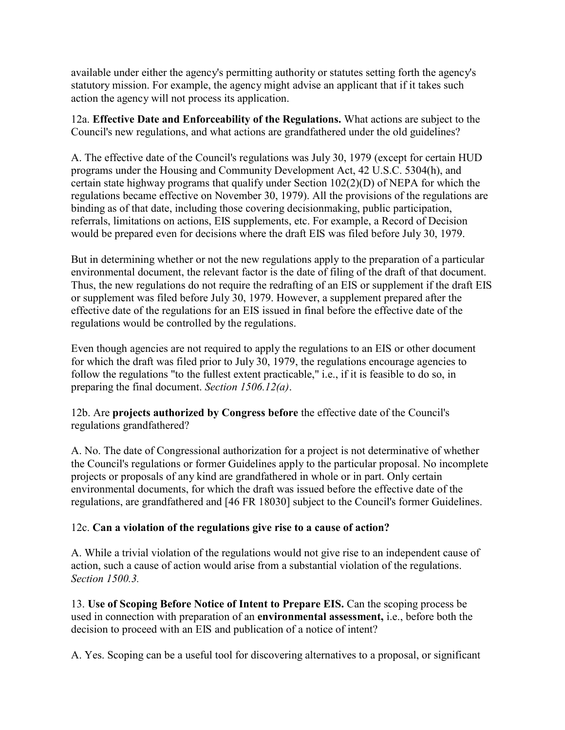available under either the agency's permitting authority or statutes setting forth the agency's statutory mission. For example, the agency might advise an applicant that if it takes such action the agency will not process its application.

12a. **Effective Date and Enforceability of the Regulations.** What actions are subject to the Council's new regulations, and what actions are grandfathered under the old guidelines?

A. The effective date of the Council's regulations was July 30, 1979 (except for certain HUD programs under the Housing and Community Development Act, 42 U.S.C. 5304(h), and certain state highway programs that qualify under Section 102(2)(D) of NEPA for which the regulations became effective on November 30, 1979). All the provisions of the regulations are binding as of that date, including those covering decisionmaking, public participation, referrals, limitations on actions, EIS supplements, etc. For example, a Record of Decision would be prepared even for decisions where the draft EIS was filed before July 30, 1979.

But in determining whether or not the new regulations apply to the preparation of a particular environmental document, the relevant factor is the date of filing of the draft of that document. Thus, the new regulations do not require the redrafting of an EIS or supplement if the draft EIS or supplement was filed before July 30, 1979. However, a supplement prepared after the effective date of the regulations for an EIS issued in final before the effective date of the regulations would be controlled by the regulations.

Even though agencies are not required to apply the regulations to an EIS or other document for which the draft was filed prior to July 30, 1979, the regulations encourage agencies to follow the regulations "to the fullest extent practicable," i.e., if it is feasible to do so, in preparing the final document. *Section 1506.12(a)*.

12b. Are **projects authorized by Congress before** the effective date of the Council's regulations grandfathered?

A. No. The date of Congressional authorization for a project is not determinative of whether the Council's regulations or former Guidelines apply to the particular proposal. No incomplete projects or proposals of any kind are grandfathered in whole or in part. Only certain environmental documents, for which the draft was issued before the effective date of the regulations, are grandfathered and [46 FR 18030] subject to the Council's former Guidelines.

12c. **Can a violation of the regulations give rise to a cause of action?**

A. While a trivial violation of the regulations would not give rise to an independent cause of action, such a cause of action would arise from a substantial violation of the regulations. *Section 1500.3.*

13. **Use of Scoping Before Notice of Intent to Prepare EIS.** Can the scoping process be used in connection with preparation of an **environmental assessment,** i.e., before both the decision to proceed with an EIS and publication of a notice of intent?

A. Yes. Scoping can be a useful tool for discovering alternatives to a proposal, or significant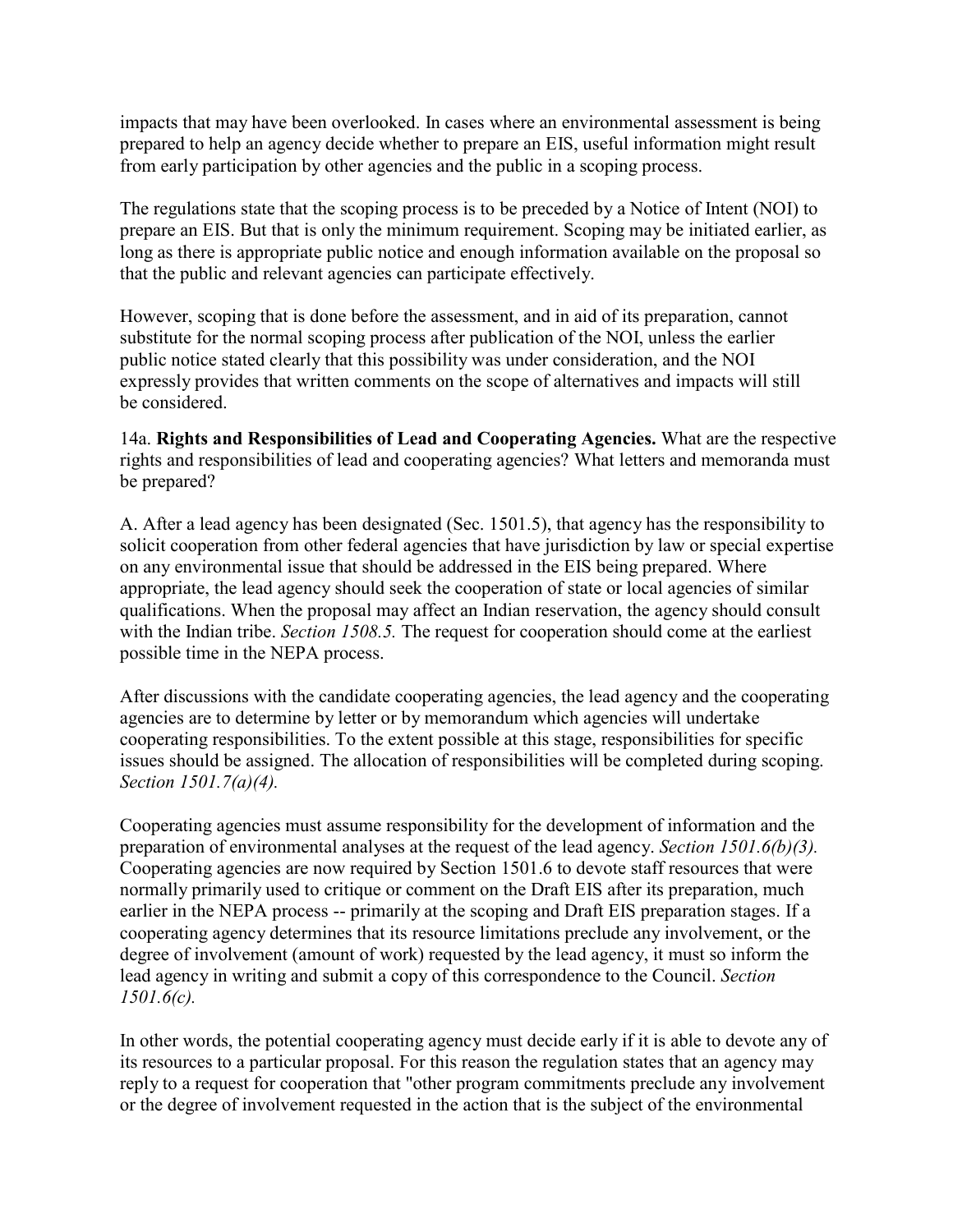impacts that may have been overlooked. In cases where an environmental assessment is being prepared to help an agency decide whether to prepare an EIS, useful information might result from early participation by other agencies and the public in a scoping process.

The regulations state that the scoping process is to be preceded by a Notice of Intent (NOI) to prepare an EIS. But that is only the minimum requirement. Scoping may be initiated earlier, as long as there is appropriate public notice and enough information available on the proposal so that the public and relevant agencies can participate effectively.

However, scoping that is done before the assessment, and in aid of its preparation, cannot substitute for the normal scoping process after publication of the NOI, unless the earlier public notice stated clearly that this possibility was under consideration, and the NOI expressly provides that written comments on the scope of alternatives and impacts will still be considered.

14a. **Rights and Responsibilities of Lead and Cooperating Agencies.** What are the respective rights and responsibilities of lead and cooperating agencies? What letters and memoranda must be prepared?

A. After a lead agency has been designated (Sec. 1501.5), that agency has the responsibility to solicit cooperation from other federal agencies that have jurisdiction by law or special expertise on any environmental issue that should be addressed in the EIS being prepared. Where appropriate, the lead agency should seek the cooperation of state or local agencies of similar qualifications. When the proposal may affect an Indian reservation, the agency should consult with the Indian tribe. *Section 1508.5.* The request for cooperation should come at the earliest possible time in the NEPA process.

After discussions with the candidate cooperating agencies, the lead agency and the cooperating agencies are to determine by letter or by memorandum which agencies will undertake cooperating responsibilities. To the extent possible at this stage, responsibilities for specific issues should be assigned. The allocation of responsibilities will be completed during scoping. *Section 1501.7(a)(4).*

Cooperating agencies must assume responsibility for the development of information and the preparation of environmental analyses at the request of the lead agency. *Section 1501.6(b)(3).* Cooperating agencies are now required by Section 1501.6 to devote staff resources that were normally primarily used to critique or comment on the Draft EIS after its preparation, much earlier in the NEPA process -- primarily at the scoping and Draft EIS preparation stages. If a cooperating agency determines that its resource limitations preclude any involvement, or the degree of involvement (amount of work) requested by the lead agency, it must so inform the lead agency in writing and submit a copy of this correspondence to the Council. *Section 1501.6(c).*

In other words, the potential cooperating agency must decide early if it is able to devote any of its resources to a particular proposal. For this reason the regulation states that an agency may reply to a request for cooperation that "other program commitments preclude any involvement or the degree of involvement requested in the action that is the subject of the environmental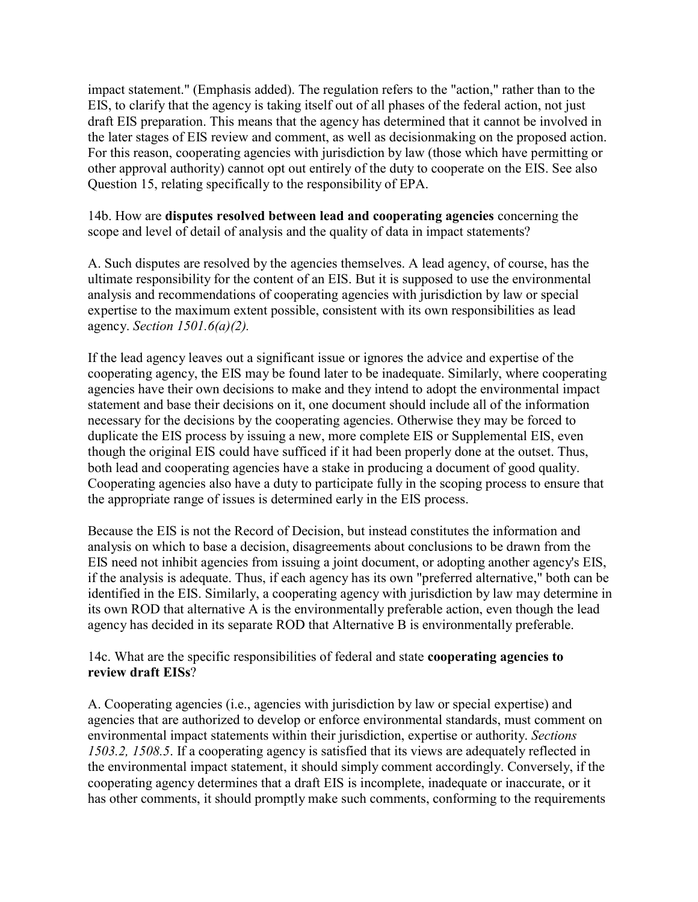impact statement." (Emphasis added). The regulation refers to the "action," rather than to the EIS, to clarify that the agency is taking itself out of all phases of the federal action, not just draft EIS preparation. This means that the agency has determined that it cannot be involved in the later stages of EIS review and comment, as well as decisionmaking on the proposed action. For this reason, cooperating agencies with jurisdiction by law (those which have permitting or other approval authority) cannot opt out entirely of the duty to cooperate on the EIS. See also Question 15, relating specifically to the responsibility of EPA.

14b. How are **disputes resolved between lead and cooperating agencies** concerning the scope and level of detail of analysis and the quality of data in impact statements?

A. Such disputes are resolved by the agencies themselves. A lead agency, of course, has the ultimate responsibility for the content of an EIS. But it is supposed to use the environmental analysis and recommendations of cooperating agencies with jurisdiction by law or special expertise to the maximum extent possible, consistent with its own responsibilities as lead agency. *Section 1501.6(a)(2).*

If the lead agency leaves out a significant issue or ignores the advice and expertise of the cooperating agency, the EIS may be found later to be inadequate. Similarly, where cooperating agencies have their own decisions to make and they intend to adopt the environmental impact statement and base their decisions on it, one document should include all of the information necessary for the decisions by the cooperating agencies. Otherwise they may be forced to duplicate the EIS process by issuing a new, more complete EIS or Supplemental EIS, even though the original EIS could have sufficed if it had been properly done at the outset. Thus, both lead and cooperating agencies have a stake in producing a document of good quality. Cooperating agencies also have a duty to participate fully in the scoping process to ensure that the appropriate range of issues is determined early in the EIS process.

Because the EIS is not the Record of Decision, but instead constitutes the information and analysis on which to base a decision, disagreements about conclusions to be drawn from the EIS need not inhibit agencies from issuing a joint document, or adopting another agency's EIS, if the analysis is adequate. Thus, if each agency has its own "preferred alternative," both can be identified in the EIS. Similarly, a cooperating agency with jurisdiction by law may determine in its own ROD that alternative A is the environmentally preferable action, even though the lead agency has decided in its separate ROD that Alternative B is environmentally preferable.

14c. What are the specific responsibilities of federal and state **cooperating agencies to review draft EISs**?

A. Cooperating agencies (i.e., agencies with jurisdiction by law or special expertise) and agencies that are authorized to develop or enforce environmental standards, must comment on environmental impact statements within their jurisdiction, expertise or authority. *Sections 1503.2, 1508.5*. If a cooperating agency is satisfied that its views are adequately reflected in the environmental impact statement, it should simply comment accordingly. Conversely, if the cooperating agency determines that a draft EIS is incomplete, inadequate or inaccurate, or it has other comments, it should promptly make such comments, conforming to the requirements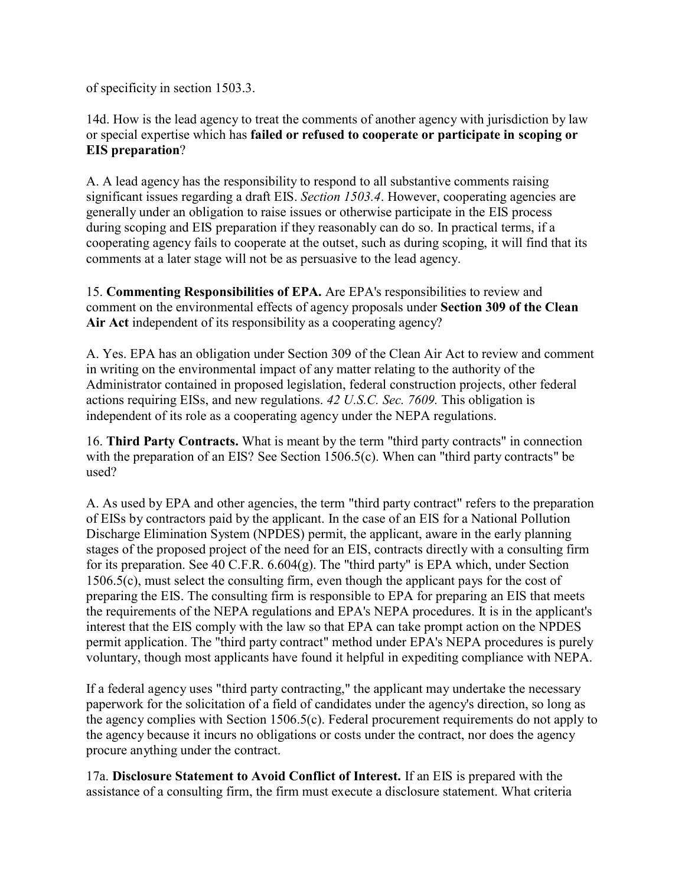of specificity in section 1503.3.

14d. How is the lead agency to treat the comments of another agency with jurisdiction by law or special expertise which has **failed or refused to cooperate or participate in scoping or EIS preparation**?

A. A lead agency has the responsibility to respond to all substantive comments raising significant issues regarding a draft EIS. *Section 1503.4*. However, cooperating agencies are generally under an obligation to raise issues or otherwise participate in the EIS process during scoping and EIS preparation if they reasonably can do so. In practical terms, if a cooperating agency fails to cooperate at the outset, such as during scoping, it will find that its comments at a later stage will not be as persuasive to the lead agency.

15. **Commenting Responsibilities of EPA.** Are EPA's responsibilities to review and comment on the environmental effects of agency proposals under **Section 309 of the Clean Air Act** independent of its responsibility as a cooperating agency?

A. Yes. EPA has an obligation under Section 309 of the Clean Air Act to review and comment in writing on the environmental impact of any matter relating to the authority of the Administrator contained in proposed legislation, federal construction projects, other federal actions requiring EISs, and new regulations. *42 U.S.C. Sec. 7609.* This obligation is independent of its role as a cooperating agency under the NEPA regulations.

16. **Third Party Contracts.** What is meant by the term "third party contracts" in connection with the preparation of an EIS? See Section 1506.5(c). When can "third party contracts" be used?

A. As used by EPA and other agencies, the term "third party contract" refers to the preparation of EISs by contractors paid by the applicant. In the case of an EIS for a National Pollution Discharge Elimination System (NPDES) permit, the applicant, aware in the early planning stages of the proposed project of the need for an EIS, contracts directly with a consulting firm for its preparation. See 40 C.F.R. 6.604(g). The "third party" is EPA which, under Section 1506.5(c), must select the consulting firm, even though the applicant pays for the cost of preparing the EIS. The consulting firm is responsible to EPA for preparing an EIS that meets the requirements of the NEPA regulations and EPA's NEPA procedures. It is in the applicant's interest that the EIS comply with the law so that EPA can take prompt action on the NPDES permit application. The "third party contract" method under EPA's NEPA procedures is purely voluntary, though most applicants have found it helpful in expediting compliance with NEPA.

If a federal agency uses "third party contracting," the applicant may undertake the necessary paperwork for the solicitation of a field of candidates under the agency's direction, so long as the agency complies with Section 1506.5(c). Federal procurement requirements do not apply to the agency because it incurs no obligations or costs under the contract, nor does the agency procure anything under the contract.

17a. **Disclosure Statement to Avoid Conflict of Interest.** If an EIS is prepared with the assistance of a consulting firm, the firm must execute a disclosure statement. What criteria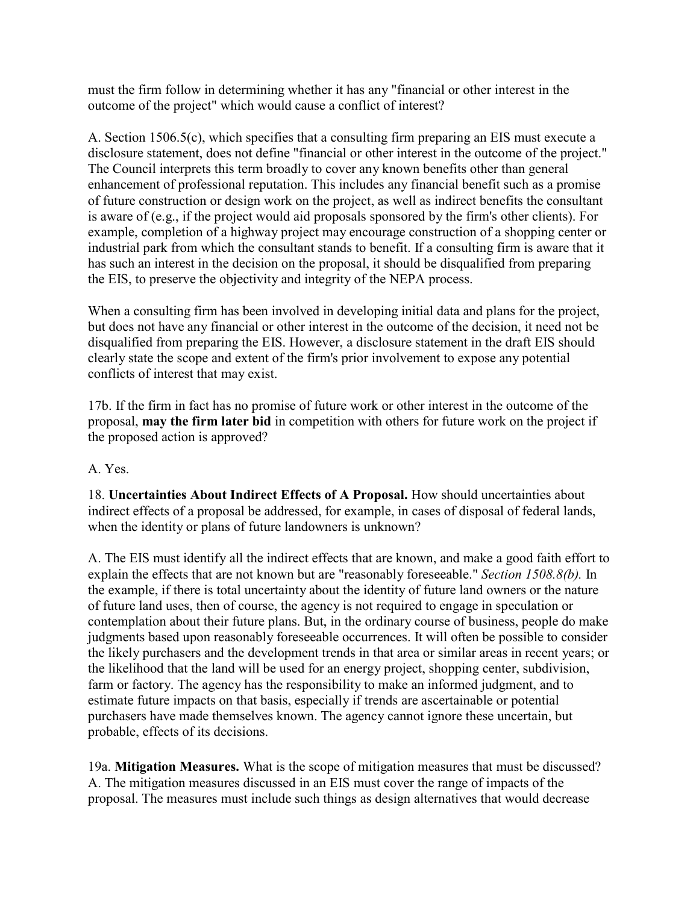must the firm follow in determining whether it has any "financial or other interest in the outcome of the project" which would cause a conflict of interest?

A. Section 1506.5(c), which specifies that a consulting firm preparing an EIS must execute a disclosure statement, does not define "financial or other interest in the outcome of the project." The Council interprets this term broadly to cover any known benefits other than general enhancement of professional reputation. This includes any financial benefit such as a promise of future construction or design work on the project, as well as indirect benefits the consultant is aware of (e.g., if the project would aid proposals sponsored by the firm's other clients). For example, completion of a highway project may encourage construction of a shopping center or industrial park from which the consultant stands to benefit. If a consulting firm is aware that it has such an interest in the decision on the proposal, it should be disqualified from preparing the EIS, to preserve the objectivity and integrity of the NEPA process.

When a consulting firm has been involved in developing initial data and plans for the project, but does not have any financial or other interest in the outcome of the decision, it need not be disqualified from preparing the EIS. However, a disclosure statement in the draft EIS should clearly state the scope and extent of the firm's prior involvement to expose any potential conflicts of interest that may exist.

17b. If the firm in fact has no promise of future work or other interest in the outcome of the proposal, **may the firm later bid** in competition with others for future work on the project if the proposed action is approved?

A. Yes.

18. **Uncertainties About Indirect Effects of A Proposal.** How should uncertainties about indirect effects of a proposal be addressed, for example, in cases of disposal of federal lands, when the identity or plans of future landowners is unknown?

A. The EIS must identify all the indirect effects that are known, and make a good faith effort to explain the effects that are not known but are "reasonably foreseeable." *Section 1508.8(b).* In the example, if there is total uncertainty about the identity of future land owners or the nature of future land uses, then of course, the agency is not required to engage in speculation or contemplation about their future plans. But, in the ordinary course of business, people do make judgments based upon reasonably foreseeable occurrences. It will often be possible to consider the likely purchasers and the development trends in that area or similar areas in recent years; or the likelihood that the land will be used for an energy project, shopping center, subdivision, farm or factory. The agency has the responsibility to make an informed judgment, and to estimate future impacts on that basis, especially if trends are ascertainable or potential purchasers have made themselves known. The agency cannot ignore these uncertain, but probable, effects of its decisions.

19a. **Mitigation Measures.** What is the scope of mitigation measures that must be discussed?
A. The mitigation measures discussed in an EIS must cover the range of impacts of the proposal. The measures must include such things as design alternatives that would decrease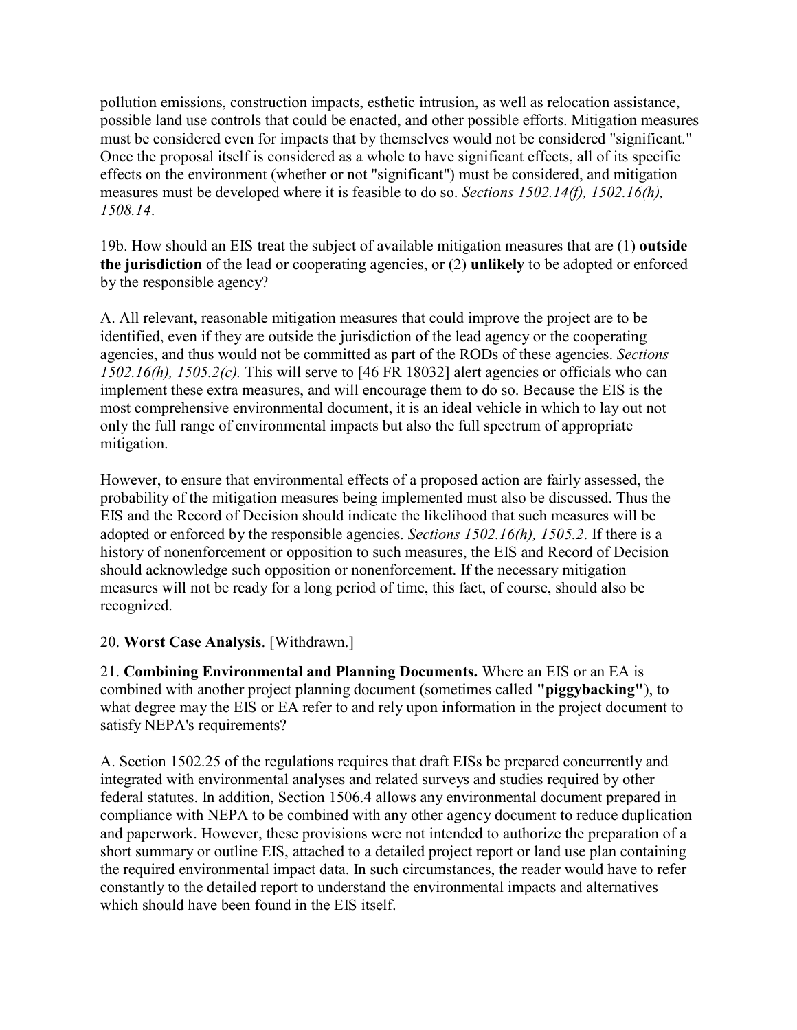pollution emissions, construction impacts, esthetic intrusion, as well as relocation assistance, possible land use controls that could be enacted, and other possible efforts. Mitigation measures must be considered even for impacts that by themselves would not be considered "significant." Once the proposal itself is considered as a whole to have significant effects, all of its specific effects on the environment (whether or not "significant") must be considered, and mitigation measures must be developed where it is feasible to do so. *Sections 1502.14(f), 1502.16(h), 1508.14*.

19b. How should an EIS treat the subject of available mitigation measures that are (1) **outside the jurisdiction** of the lead or cooperating agencies, or (2) **unlikely** to be adopted or enforced by the responsible agency?

A. All relevant, reasonable mitigation measures that could improve the project are to be identified, even if they are outside the jurisdiction of the lead agency or the cooperating agencies, and thus would not be committed as part of the RODs of these agencies. *Sections 1502.16(h), 1505.2(c).* This will serve to [46 FR 18032] alert agencies or officials who can implement these extra measures, and will encourage them to do so. Because the EIS is the most comprehensive environmental document, it is an ideal vehicle in which to lay out not only the full range of environmental impacts but also the full spectrum of appropriate mitigation.

However, to ensure that environmental effects of a proposed action are fairly assessed, the probability of the mitigation measures being implemented must also be discussed. Thus the EIS and the Record of Decision should indicate the likelihood that such measures will be adopted or enforced by the responsible agencies. *Sections 1502.16(h), 1505.2*. If there is a history of nonenforcement or opposition to such measures, the EIS and Record of Decision should acknowledge such opposition or nonenforcement. If the necessary mitigation measures will not be ready for a long period of time, this fact, of course, should also be recognized.

20. **Worst Case Analysis**. [Withdrawn.]

21. **Combining Environmental and Planning Documents.** Where an EIS or an EA is combined with another project planning document (sometimes called **"piggybacking"**), to what degree may the EIS or EA refer to and rely upon information in the project document to satisfy NEPA's requirements?

A. Section 1502.25 of the regulations requires that draft EISs be prepared concurrently and integrated with environmental analyses and related surveys and studies required by other federal statutes. In addition, Section 1506.4 allows any environmental document prepared in compliance with NEPA to be combined with any other agency document to reduce duplication and paperwork. However, these provisions were not intended to authorize the preparation of a short summary or outline EIS, attached to a detailed project report or land use plan containing the required environmental impact data. In such circumstances, the reader would have to refer constantly to the detailed report to understand the environmental impacts and alternatives which should have been found in the EIS itself.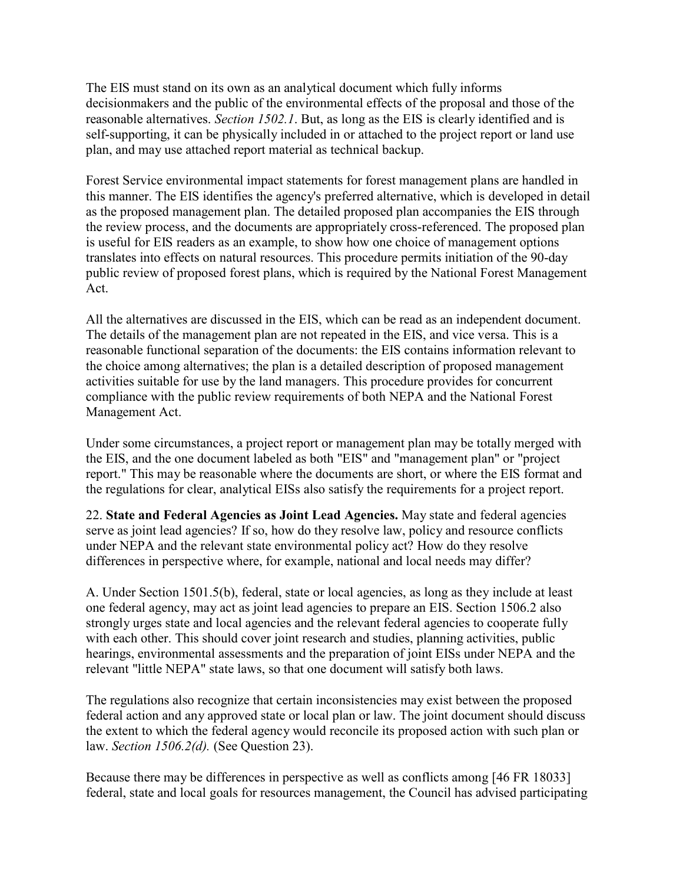The EIS must stand on its own as an analytical document which fully informs decisionmakers and the public of the environmental effects of the proposal and those of the reasonable alternatives. *Section 1502.1*. But, as long as the EIS is clearly identified and is self-supporting, it can be physically included in or attached to the project report or land use plan, and may use attached report material as technical backup.

Forest Service environmental impact statements for forest management plans are handled in this manner. The EIS identifies the agency's preferred alternative, which is developed in detail as the proposed management plan. The detailed proposed plan accompanies the EIS through the review process, and the documents are appropriately cross-referenced. The proposed plan is useful for EIS readers as an example, to show how one choice of management options translates into effects on natural resources. This procedure permits initiation of the 90-day public review of proposed forest plans, which is required by the National Forest Management Act.

All the alternatives are discussed in the EIS, which can be read as an independent document. The details of the management plan are not repeated in the EIS, and vice versa. This is a reasonable functional separation of the documents: the EIS contains information relevant to the choice among alternatives; the plan is a detailed description of proposed management activities suitable for use by the land managers. This procedure provides for concurrent compliance with the public review requirements of both NEPA and the National Forest Management Act.

Under some circumstances, a project report or management plan may be totally merged with the EIS, and the one document labeled as both "EIS" and "management plan" or "project report." This may be reasonable where the documents are short, or where the EIS format and the regulations for clear, analytical EISs also satisfy the requirements for a project report.

22. **State and Federal Agencies as Joint Lead Agencies.** May state and federal agencies serve as joint lead agencies? If so, how do they resolve law, policy and resource conflicts under NEPA and the relevant state environmental policy act? How do they resolve differences in perspective where, for example, national and local needs may differ?

A. Under Section 1501.5(b), federal, state or local agencies, as long as they include at least one federal agency, may act as joint lead agencies to prepare an EIS. Section 1506.2 also strongly urges state and local agencies and the relevant federal agencies to cooperate fully with each other. This should cover joint research and studies, planning activities, public hearings, environmental assessments and the preparation of joint EISs under NEPA and the relevant "little NEPA" state laws, so that one document will satisfy both laws.

The regulations also recognize that certain inconsistencies may exist between the proposed federal action and any approved state or local plan or law. The joint document should discuss the extent to which the federal agency would reconcile its proposed action with such plan or law. *Section 1506.2(d).* (See Question 23).

Because there may be differences in perspective as well as conflicts among [46 FR 18033] federal, state and local goals for resources management, the Council has advised participating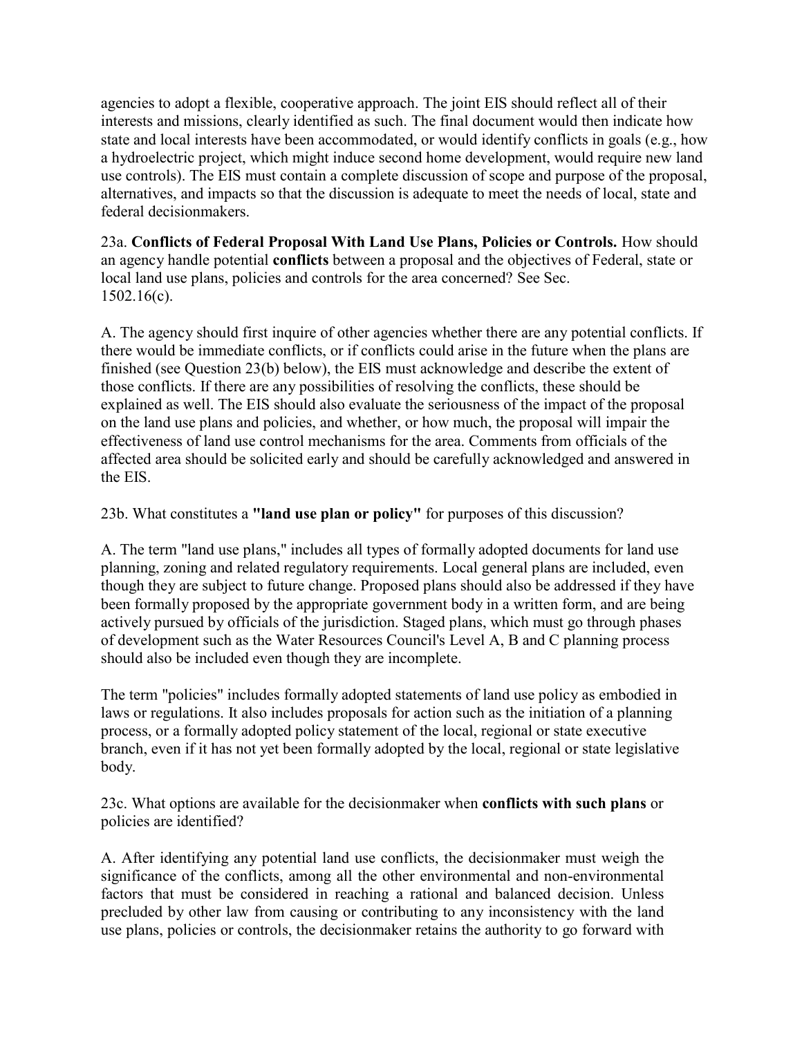agencies to adopt a flexible, cooperative approach. The joint EIS should reflect all of their interests and missions, clearly identified as such. The final document would then indicate how state and local interests have been accommodated, or would identify conflicts in goals (e.g., how a hydroelectric project, which might induce second home development, would require new land use controls). The EIS must contain a complete discussion of scope and purpose of the proposal, alternatives, and impacts so that the discussion is adequate to meet the needs of local, state and federal decisionmakers.

23a. **Conflicts of Federal Proposal With Land Use Plans, Policies or Controls.** How should an agency handle potential **conflicts** between a proposal and the objectives of Federal, state or local land use plans, policies and controls for the area concerned? See Sec. 1502.16(c).

A. The agency should first inquire of other agencies whether there are any potential conflicts. If there would be immediate conflicts, or if conflicts could arise in the future when the plans are finished (see Question 23(b) below), the EIS must acknowledge and describe the extent of those conflicts. If there are any possibilities of resolving the conflicts, these should be explained as well. The EIS should also evaluate the seriousness of the impact of the proposal on the land use plans and policies, and whether, or how much, the proposal will impair the effectiveness of land use control mechanisms for the area. Comments from officials of the affected area should be solicited early and should be carefully acknowledged and answered in the EIS.

23b. What constitutes a **"land use plan or policy"** for purposes of this discussion?

A. The term "land use plans," includes all types of formally adopted documents for land use planning, zoning and related regulatory requirements. Local general plans are included, even though they are subject to future change. Proposed plans should also be addressed if they have been formally proposed by the appropriate government body in a written form, and are being actively pursued by officials of the jurisdiction. Staged plans, which must go through phases of development such as the Water Resources Council's Level A, B and C planning process should also be included even though they are incomplete.

The term "policies" includes formally adopted statements of land use policy as embodied in laws or regulations. It also includes proposals for action such as the initiation of a planning process, or a formally adopted policy statement of the local, regional or state executive branch, even if it has not yet been formally adopted by the local, regional or state legislative body.

23c. What options are available for the decisionmaker when **conflicts with such plans** or policies are identified?

A. After identifying any potential land use conflicts, the decisionmaker must weigh the significance of the conflicts, among all the other environmental and non-environmental factors that must be considered in reaching a rational and balanced decision. Unless precluded by other law from causing or contributing to any inconsistency with the land use plans, policies or controls, the decisionmaker retains the authority to go forward with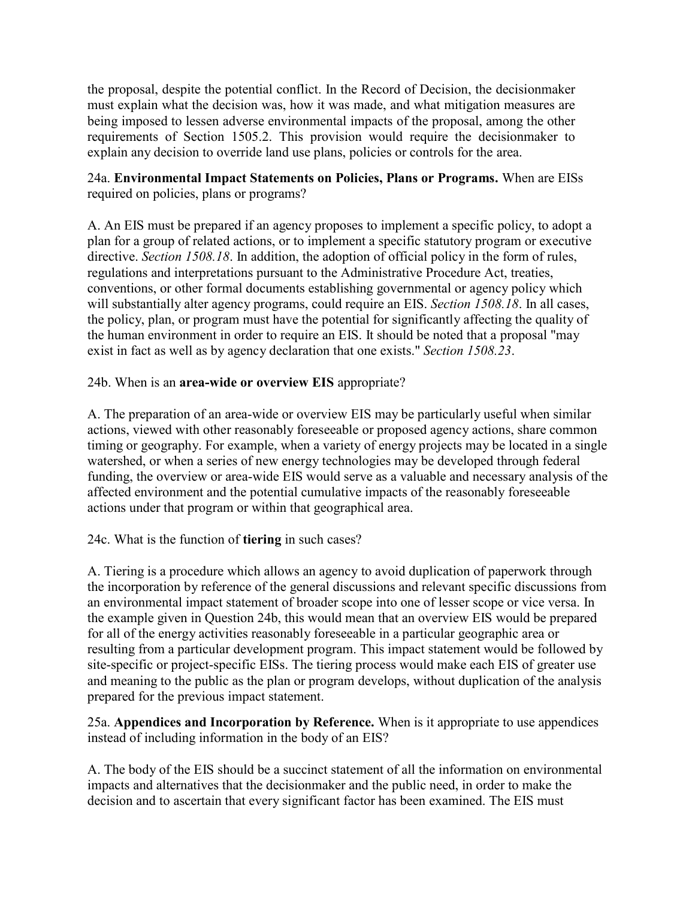the proposal, despite the potential conflict. In the Record of Decision, the decisionmaker must explain what the decision was, how it was made, and what mitigation measures are being imposed to lessen adverse environmental impacts of the proposal, among the other requirements of Section 1505.2. This provision would require the decisionmaker to explain any decision to override land use plans, policies or controls for the area.

24a. **Environmental Impact Statements on Policies, Plans or Programs.** When are EISs required on policies, plans or programs?

A. An EIS must be prepared if an agency proposes to implement a specific policy, to adopt a plan for a group of related actions, or to implement a specific statutory program or executive directive. *Section 1508.18*. In addition, the adoption of official policy in the form of rules, regulations and interpretations pursuant to the Administrative Procedure Act, treaties, conventions, or other formal documents establishing governmental or agency policy which will substantially alter agency programs, could require an EIS. *Section 1508.18*. In all cases, the policy, plan, or program must have the potential for significantly affecting the quality of the human environment in order to require an EIS. It should be noted that a proposal "may exist in fact as well as by agency declaration that one exists." *Section 1508.23*.

24b. When is an **area-wide or overview EIS** appropriate?

A. The preparation of an area-wide or overview EIS may be particularly useful when similar actions, viewed with other reasonably foreseeable or proposed agency actions, share common timing or geography. For example, when a variety of energy projects may be located in a single watershed, or when a series of new energy technologies may be developed through federal funding, the overview or area-wide EIS would serve as a valuable and necessary analysis of the affected environment and the potential cumulative impacts of the reasonably foreseeable actions under that program or within that geographical area.

24c. What is the function of **tiering** in such cases?

A. Tiering is a procedure which allows an agency to avoid duplication of paperwork through the incorporation by reference of the general discussions and relevant specific discussions from an environmental impact statement of broader scope into one of lesser scope or vice versa. In the example given in Question 24b, this would mean that an overview EIS would be prepared for all of the energy activities reasonably foreseeable in a particular geographic area or resulting from a particular development program. This impact statement would be followed by site-specific or project-specific EISs. The tiering process would make each EIS of greater use and meaning to the public as the plan or program develops, without duplication of the analysis prepared for the previous impact statement.

25a. **Appendices and Incorporation by Reference.** When is it appropriate to use appendices instead of including information in the body of an EIS?

A. The body of the EIS should be a succinct statement of all the information on environmental impacts and alternatives that the decisionmaker and the public need, in order to make the decision and to ascertain that every significant factor has been examined. The EIS must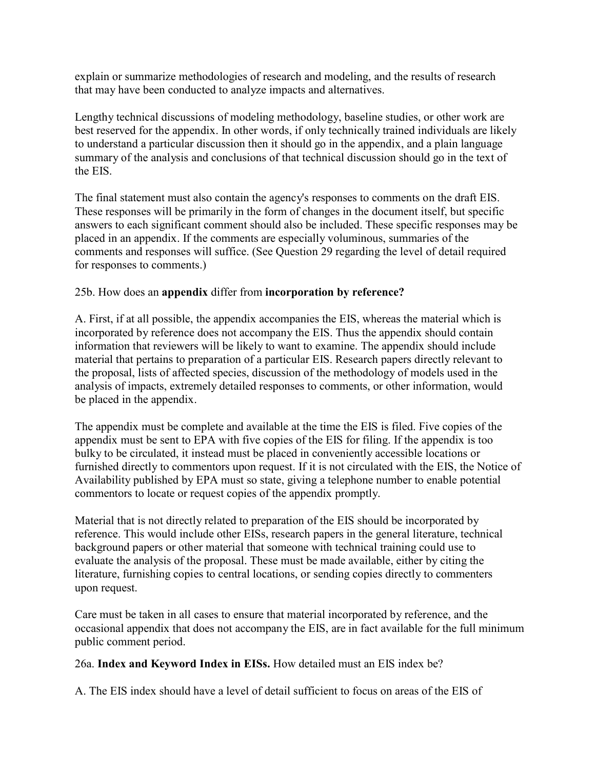explain or summarize methodologies of research and modeling, and the results of research that may have been conducted to analyze impacts and alternatives.

Lengthy technical discussions of modeling methodology, baseline studies, or other work are best reserved for the appendix. In other words, if only technically trained individuals are likely to understand a particular discussion then it should go in the appendix, and a plain language summary of the analysis and conclusions of that technical discussion should go in the text of the EIS.

The final statement must also contain the agency's responses to comments on the draft EIS. These responses will be primarily in the form of changes in the document itself, but specific answers to each significant comment should also be included. These specific responses may be placed in an appendix. If the comments are especially voluminous, summaries of the comments and responses will suffice. (See Question 29 regarding the level of detail required for responses to comments.)

25b. How does an **appendix** differ from **incorporation by reference?**

A. First, if at all possible, the appendix accompanies the EIS, whereas the material which is incorporated by reference does not accompany the EIS. Thus the appendix should contain information that reviewers will be likely to want to examine. The appendix should include material that pertains to preparation of a particular EIS. Research papers directly relevant to the proposal, lists of affected species, discussion of the methodology of models used in the analysis of impacts, extremely detailed responses to comments, or other information, would be placed in the appendix.

The appendix must be complete and available at the time the EIS is filed. Five copies of the appendix must be sent to EPA with five copies of the EIS for filing. If the appendix is too bulky to be circulated, it instead must be placed in conveniently accessible locations or furnished directly to commentors upon request. If it is not circulated with the EIS, the Notice of Availability published by EPA must so state, giving a telephone number to enable potential commentors to locate or request copies of the appendix promptly.

Material that is not directly related to preparation of the EIS should be incorporated by reference. This would include other EISs, research papers in the general literature, technical background papers or other material that someone with technical training could use to evaluate the analysis of the proposal. These must be made available, either by citing the literature, furnishing copies to central locations, or sending copies directly to commenters upon request.

Care must be taken in all cases to ensure that material incorporated by reference, and the occasional appendix that does not accompany the EIS, are in fact available for the full minimum public comment period.

26a. **Index and Keyword Index in EISs.** How detailed must an EIS index be?

A. The EIS index should have a level of detail sufficient to focus on areas of the EIS of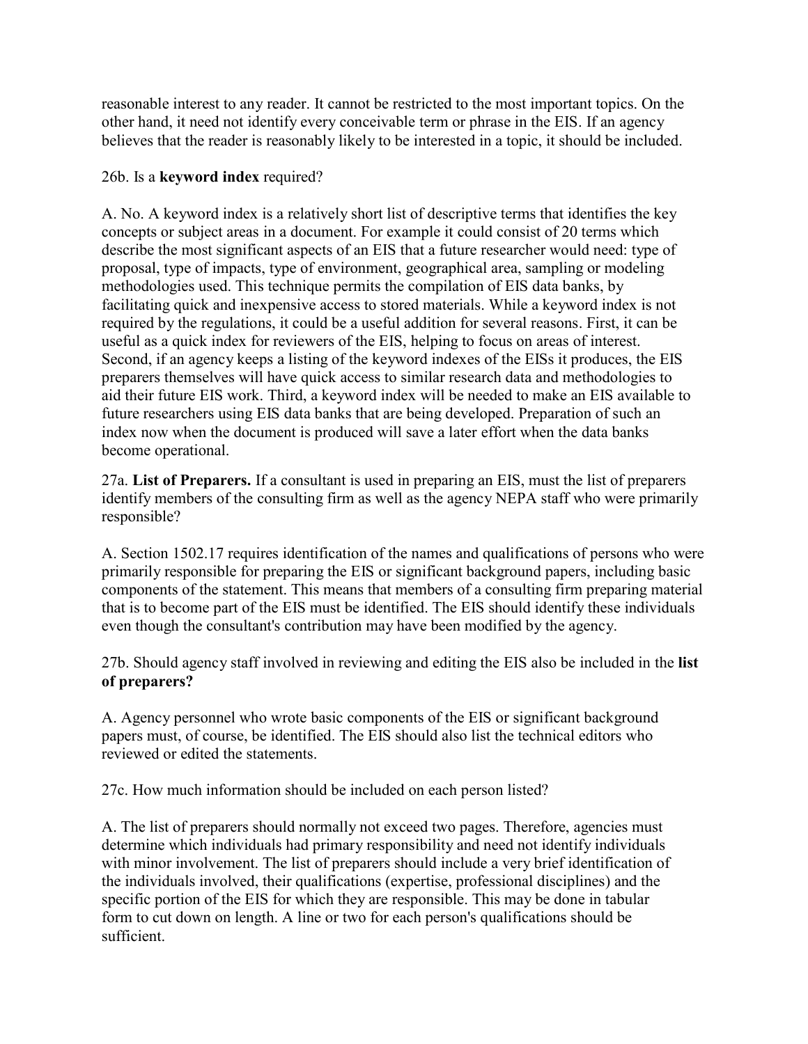reasonable interest to any reader. It cannot be restricted to the most important topics. On the other hand, it need not identify every conceivable term or phrase in the EIS. If an agency believes that the reader is reasonably likely to be interested in a topic, it should be included.

26b. Is a **keyword index** required?

A. No. A keyword index is a relatively short list of descriptive terms that identifies the key concepts or subject areas in a document. For example it could consist of 20 terms which describe the most significant aspects of an EIS that a future researcher would need: type of proposal, type of impacts, type of environment, geographical area, sampling or modeling methodologies used. This technique permits the compilation of EIS data banks, by facilitating quick and inexpensive access to stored materials. While a keyword index is not required by the regulations, it could be a useful addition for several reasons. First, it can be useful as a quick index for reviewers of the EIS, helping to focus on areas of interest. Second, if an agency keeps a listing of the keyword indexes of the EISs it produces, the EIS preparers themselves will have quick access to similar research data and methodologies to aid their future EIS work. Third, a keyword index will be needed to make an EIS available to future researchers using EIS data banks that are being developed. Preparation of such an index now when the document is produced will save a later effort when the data banks become operational.

27a. **List of Preparers.** If a consultant is used in preparing an EIS, must the list of preparers identify members of the consulting firm as well as the agency NEPA staff who were primarily responsible?

A. Section 1502.17 requires identification of the names and qualifications of persons who were primarily responsible for preparing the EIS or significant background papers, including basic components of the statement. This means that members of a consulting firm preparing material that is to become part of the EIS must be identified. The EIS should identify these individuals even though the consultant's contribution may have been modified by the agency.

27b. Should agency staff involved in reviewing and editing the EIS also be included in the **list of preparers?**

A. Agency personnel who wrote basic components of the EIS or significant background papers must, of course, be identified. The EIS should also list the technical editors who reviewed or edited the statements.

27c. How much information should be included on each person listed?

A. The list of preparers should normally not exceed two pages. Therefore, agencies must determine which individuals had primary responsibility and need not identify individuals with minor involvement. The list of preparers should include a very brief identification of the individuals involved, their qualifications (expertise, professional disciplines) and the specific portion of the EIS for which they are responsible. This may be done in tabular form to cut down on length. A line or two for each person's qualifications should be sufficient.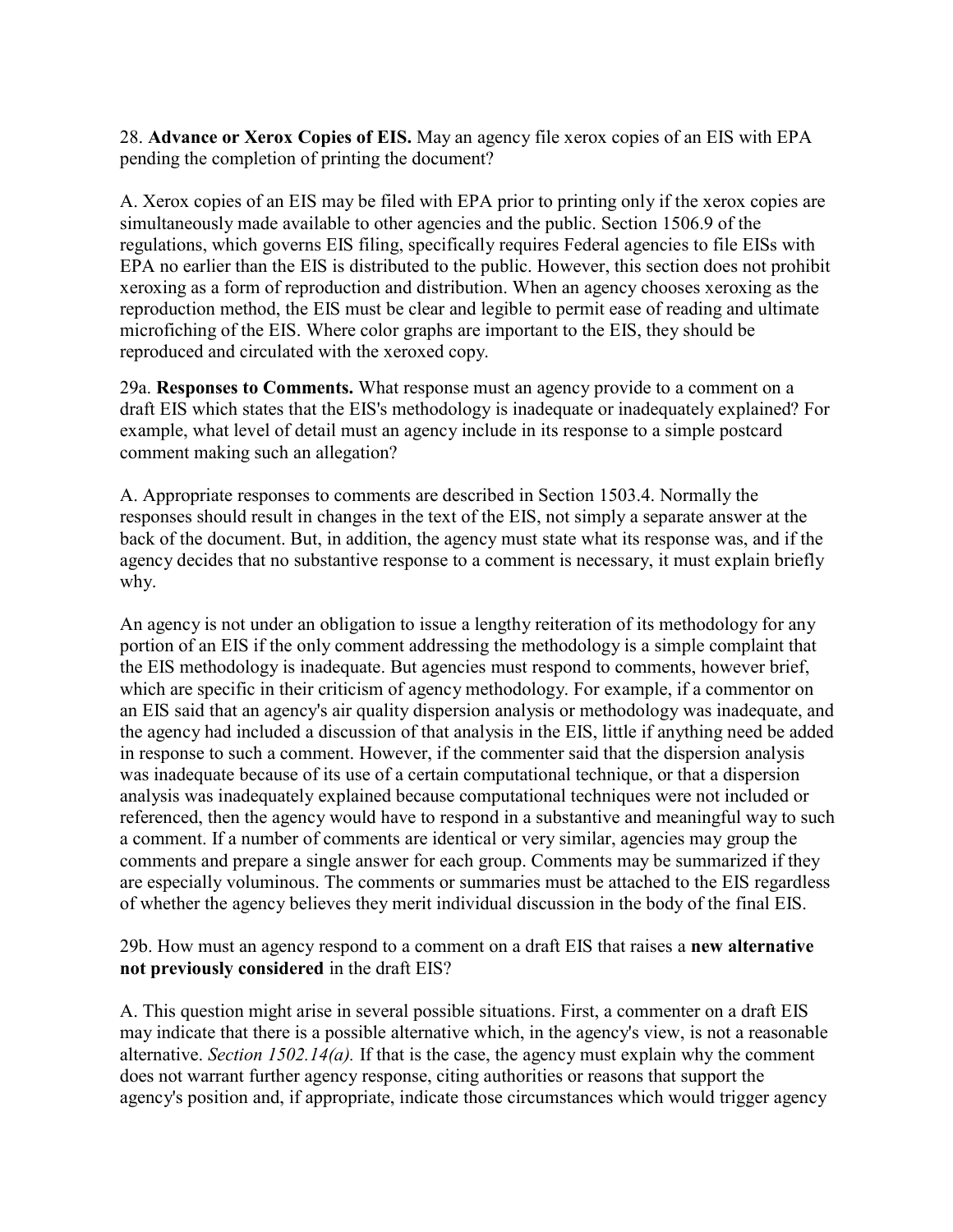28. **Advance or Xerox Copies of EIS.** May an agency file xerox copies of an EIS with EPA pending the completion of printing the document?

A. Xerox copies of an EIS may be filed with EPA prior to printing only if the xerox copies are simultaneously made available to other agencies and the public. Section 1506.9 of the regulations, which governs EIS filing, specifically requires Federal agencies to file EISs with EPA no earlier than the EIS is distributed to the public. However, this section does not prohibit xeroxing as a form of reproduction and distribution. When an agency chooses xeroxing as the reproduction method, the EIS must be clear and legible to permit ease of reading and ultimate microfiching of the EIS. Where color graphs are important to the EIS, they should be reproduced and circulated with the xeroxed copy.

29a. **Responses to Comments.** What response must an agency provide to a comment on a draft EIS which states that the EIS's methodology is inadequate or inadequately explained? For example, what level of detail must an agency include in its response to a simple postcard comment making such an allegation?

A. Appropriate responses to comments are described in Section 1503.4. Normally the responses should result in changes in the text of the EIS, not simply a separate answer at the back of the document. But, in addition, the agency must state what its response was, and if the agency decides that no substantive response to a comment is necessary, it must explain briefly why.

An agency is not under an obligation to issue a lengthy reiteration of its methodology for any portion of an EIS if the only comment addressing the methodology is a simple complaint that the EIS methodology is inadequate. But agencies must respond to comments, however brief, which are specific in their criticism of agency methodology. For example, if a commentor on an EIS said that an agency's air quality dispersion analysis or methodology was inadequate, and the agency had included a discussion of that analysis in the EIS, little if anything need be added in response to such a comment. However, if the commenter said that the dispersion analysis was inadequate because of its use of a certain computational technique, or that a dispersion analysis was inadequately explained because computational techniques were not included or referenced, then the agency would have to respond in a substantive and meaningful way to such a comment. If a number of comments are identical or very similar, agencies may group the comments and prepare a single answer for each group. Comments may be summarized if they are especially voluminous. The comments or summaries must be attached to the EIS regardless of whether the agency believes they merit individual discussion in the body of the final EIS.

29b. How must an agency respond to a comment on a draft EIS that raises a **new alternative not previously considered** in the draft EIS?

A. This question might arise in several possible situations. First, a commenter on a draft EIS may indicate that there is a possible alternative which, in the agency's view, is not a reasonable alternative. *Section 1502.14(a).* If that is the case, the agency must explain why the comment does not warrant further agency response, citing authorities or reasons that support the agency's position and, if appropriate, indicate those circumstances which would trigger agency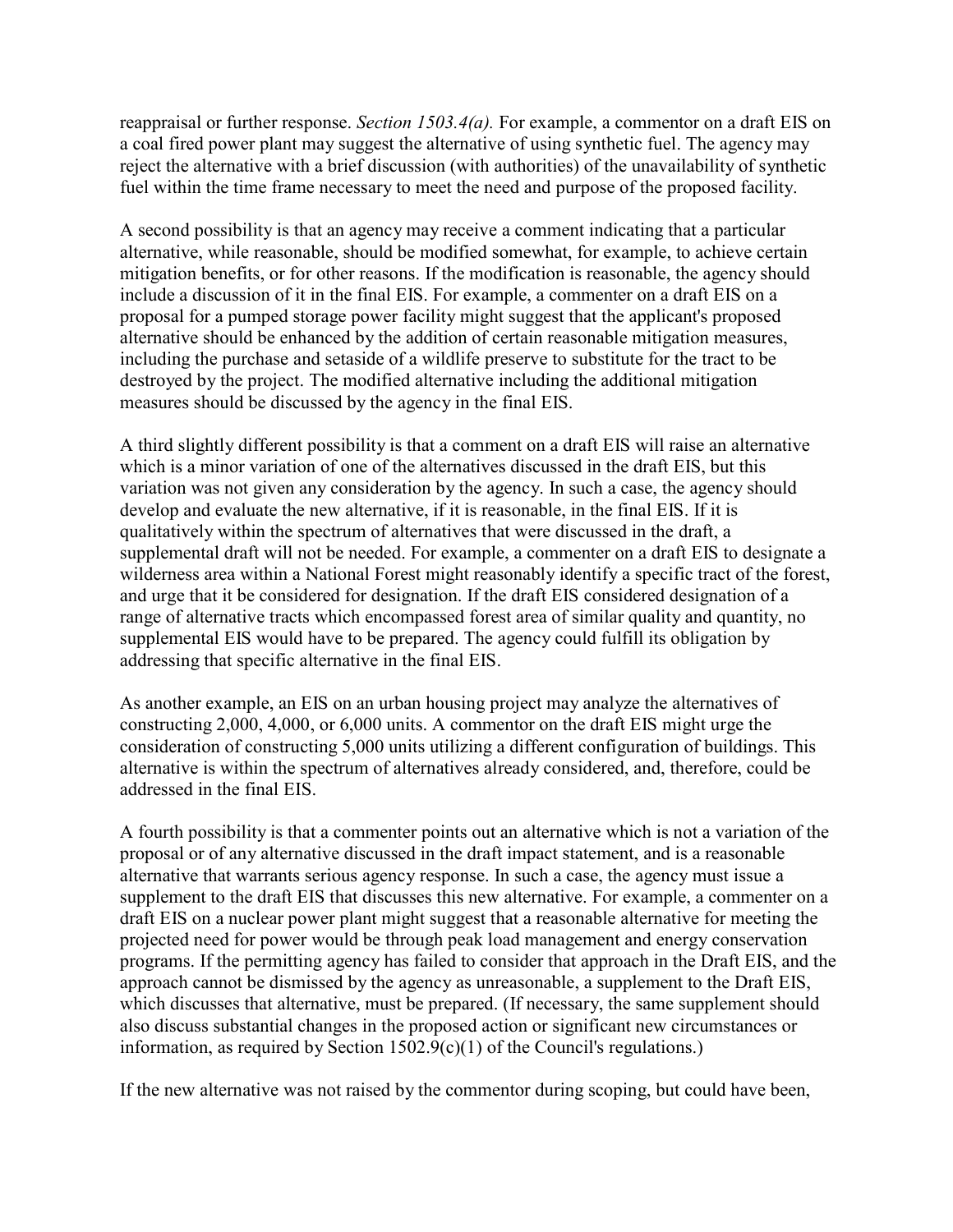reappraisal or further response. *Section 1503.4(a).* For example, a commentor on a draft EIS on a coal fired power plant may suggest the alternative of using synthetic fuel. The agency may reject the alternative with a brief discussion (with authorities) of the unavailability of synthetic fuel within the time frame necessary to meet the need and purpose of the proposed facility.

A second possibility is that an agency may receive a comment indicating that a particular alternative, while reasonable, should be modified somewhat, for example, to achieve certain mitigation benefits, or for other reasons. If the modification is reasonable, the agency should include a discussion of it in the final EIS. For example, a commenter on a draft EIS on a proposal for a pumped storage power facility might suggest that the applicant's proposed alternative should be enhanced by the addition of certain reasonable mitigation measures, including the purchase and setaside of a wildlife preserve to substitute for the tract to be destroyed by the project. The modified alternative including the additional mitigation measures should be discussed by the agency in the final EIS.

A third slightly different possibility is that a comment on a draft EIS will raise an alternative which is a minor variation of one of the alternatives discussed in the draft EIS, but this variation was not given any consideration by the agency. In such a case, the agency should develop and evaluate the new alternative, if it is reasonable, in the final EIS. If it is qualitatively within the spectrum of alternatives that were discussed in the draft, a supplemental draft will not be needed. For example, a commenter on a draft EIS to designate a wilderness area within a National Forest might reasonably identify a specific tract of the forest, and urge that it be considered for designation. If the draft EIS considered designation of a range of alternative tracts which encompassed forest area of similar quality and quantity, no supplemental EIS would have to be prepared. The agency could fulfill its obligation by addressing that specific alternative in the final EIS.

As another example, an EIS on an urban housing project may analyze the alternatives of constructing 2,000, 4,000, or 6,000 units. A commentor on the draft EIS might urge the consideration of constructing 5,000 units utilizing a different configuration of buildings. This alternative is within the spectrum of alternatives already considered, and, therefore, could be addressed in the final EIS.

A fourth possibility is that a commenter points out an alternative which is not a variation of the proposal or of any alternative discussed in the draft impact statement, and is a reasonable alternative that warrants serious agency response. In such a case, the agency must issue a supplement to the draft EIS that discusses this new alternative. For example, a commenter on a draft EIS on a nuclear power plant might suggest that a reasonable alternative for meeting the projected need for power would be through peak load management and energy conservation programs. If the permitting agency has failed to consider that approach in the Draft EIS, and the approach cannot be dismissed by the agency as unreasonable, a supplement to the Draft EIS, which discusses that alternative, must be prepared. (If necessary, the same supplement should also discuss substantial changes in the proposed action or significant new circumstances or information, as required by Section 1502.9(c)(1) of the Council's regulations.)

If the new alternative was not raised by the commentor during scoping, but could have been,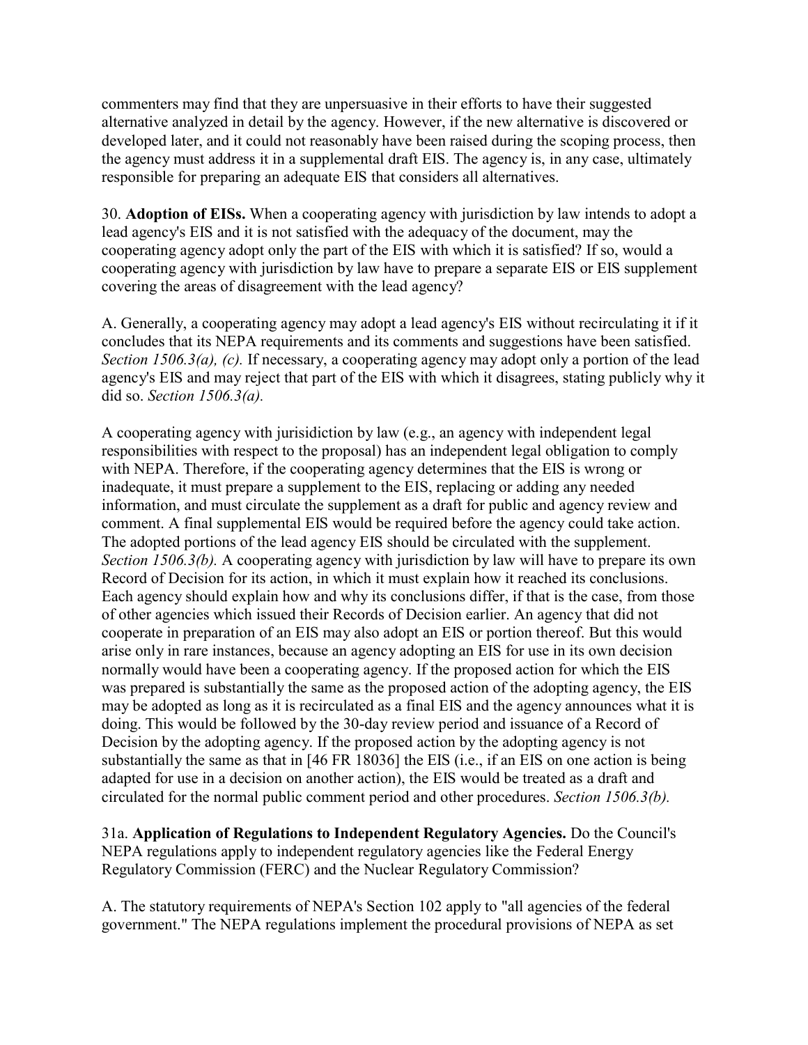commenters may find that they are unpersuasive in their efforts to have their suggested alternative analyzed in detail by the agency. However, if the new alternative is discovered or developed later, and it could not reasonably have been raised during the scoping process, then the agency must address it in a supplemental draft EIS. The agency is, in any case, ultimately responsible for preparing an adequate EIS that considers all alternatives.

30. **Adoption of EISs.** When a cooperating agency with jurisdiction by law intends to adopt a lead agency's EIS and it is not satisfied with the adequacy of the document, may the cooperating agency adopt only the part of the EIS with which it is satisfied? If so, would a cooperating agency with jurisdiction by law have to prepare a separate EIS or EIS supplement covering the areas of disagreement with the lead agency?

A. Generally, a cooperating agency may adopt a lead agency's EIS without recirculating it if it concludes that its NEPA requirements and its comments and suggestions have been satisfied. *Section 1506.3(a), (c).* If necessary, a cooperating agency may adopt only a portion of the lead agency's EIS and may reject that part of the EIS with which it disagrees, stating publicly why it did so. *Section 1506.3(a).*

A cooperating agency with jurisidiction by law (e.g., an agency with independent legal responsibilities with respect to the proposal) has an independent legal obligation to comply with NEPA. Therefore, if the cooperating agency determines that the EIS is wrong or inadequate, it must prepare a supplement to the EIS, replacing or adding any needed information, and must circulate the supplement as a draft for public and agency review and comment. A final supplemental EIS would be required before the agency could take action. The adopted portions of the lead agency EIS should be circulated with the supplement. *Section 1506.3(b).* A cooperating agency with jurisdiction by law will have to prepare its own Record of Decision for its action, in which it must explain how it reached its conclusions. Each agency should explain how and why its conclusions differ, if that is the case, from those of other agencies which issued their Records of Decision earlier. An agency that did not cooperate in preparation of an EIS may also adopt an EIS or portion thereof. But this would arise only in rare instances, because an agency adopting an EIS for use in its own decision normally would have been a cooperating agency. If the proposed action for which the EIS was prepared is substantially the same as the proposed action of the adopting agency, the EIS may be adopted as long as it is recirculated as a final EIS and the agency announces what it is doing. This would be followed by the 30-day review period and issuance of a Record of Decision by the adopting agency. If the proposed action by the adopting agency is not substantially the same as that in [46 FR 18036] the EIS (i.e., if an EIS on one action is being adapted for use in a decision on another action), the EIS would be treated as a draft and circulated for the normal public comment period and other procedures. *Section 1506.3(b).*

31a. **Application of Regulations to Independent Regulatory Agencies.** Do the Council's NEPA regulations apply to independent regulatory agencies like the Federal Energy Regulatory Commission (FERC) and the Nuclear Regulatory Commission?

A. The statutory requirements of NEPA's Section 102 apply to "all agencies of the federal government." The NEPA regulations implement the procedural provisions of NEPA as set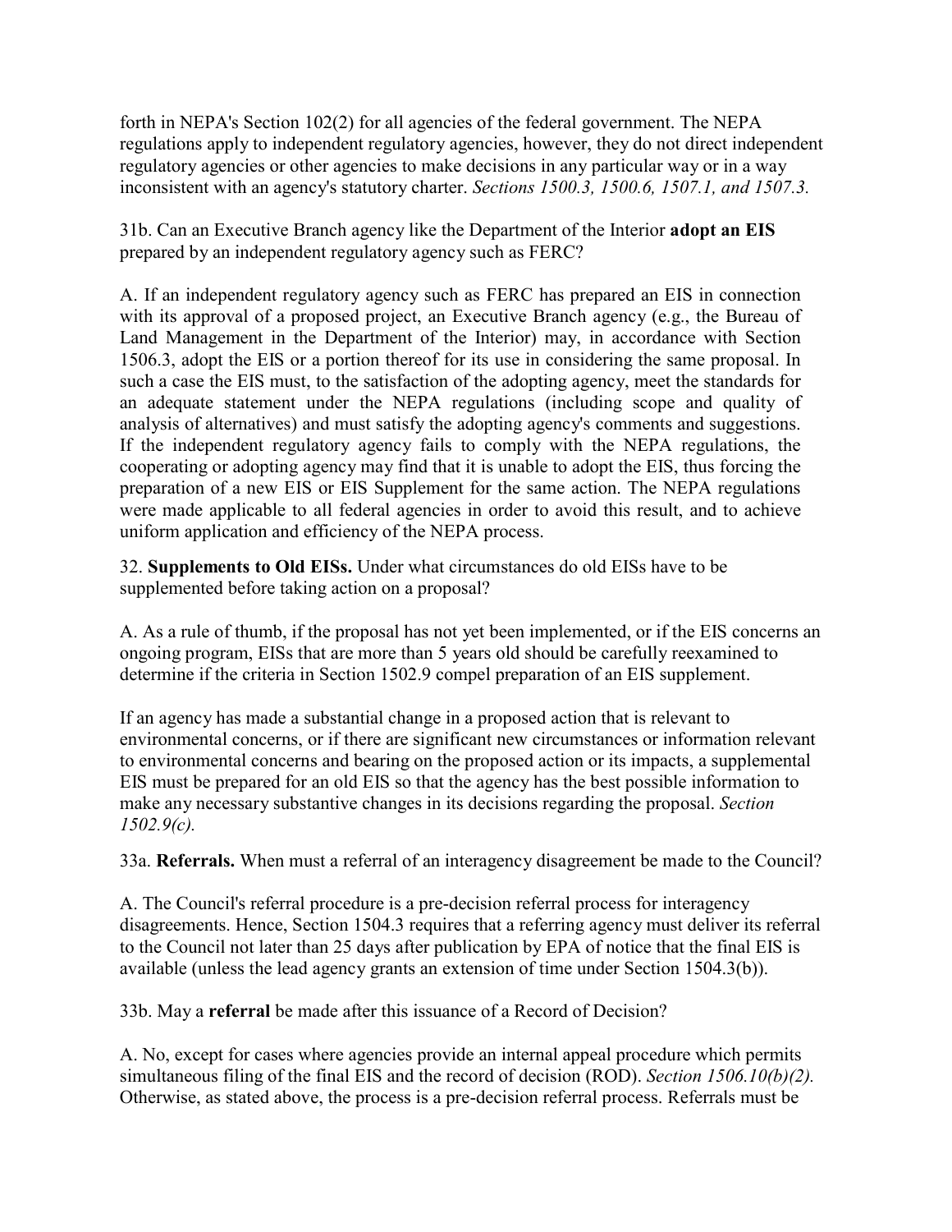forth in NEPA's Section 102(2) for all agencies of the federal government. The NEPA regulations apply to independent regulatory agencies, however, they do not direct independent regulatory agencies or other agencies to make decisions in any particular way or in a way inconsistent with an agency's statutory charter. *Sections 1500.3, 1500.6, 1507.1, and 1507.3.*

31b. Can an Executive Branch agency like the Department of the Interior **adopt an EIS** prepared by an independent regulatory agency such as FERC?

A. If an independent regulatory agency such as FERC has prepared an EIS in connection with its approval of a proposed project, an Executive Branch agency (e.g., the Bureau of Land Management in the Department of the Interior) may, in accordance with Section 1506.3, adopt the EIS or a portion thereof for its use in considering the same proposal. In such a case the EIS must, to the satisfaction of the adopting agency, meet the standards for an adequate statement under the NEPA regulations (including scope and quality of analysis of alternatives) and must satisfy the adopting agency's comments and suggestions. If the independent regulatory agency fails to comply with the NEPA regulations, the cooperating or adopting agency may find that it is unable to adopt the EIS, thus forcing the preparation of a new EIS or EIS Supplement for the same action. The NEPA regulations were made applicable to all federal agencies in order to avoid this result, and to achieve uniform application and efficiency of the NEPA process.

32. **Supplements to Old EISs.** Under what circumstances do old EISs have to be supplemented before taking action on a proposal?

A. As a rule of thumb, if the proposal has not yet been implemented, or if the EIS concerns an ongoing program, EISs that are more than 5 years old should be carefully reexamined to determine if the criteria in Section 1502.9 compel preparation of an EIS supplement.

If an agency has made a substantial change in a proposed action that is relevant to environmental concerns, or if there are significant new circumstances or information relevant to environmental concerns and bearing on the proposed action or its impacts, a supplemental EIS must be prepared for an old EIS so that the agency has the best possible information to make any necessary substantive changes in its decisions regarding the proposal. *Section 1502.9(c).*

33a. **Referrals.** When must a referral of an interagency disagreement be made to the Council?

A. The Council's referral procedure is a pre-decision referral process for interagency disagreements. Hence, Section 1504.3 requires that a referring agency must deliver its referral to the Council not later than 25 days after publication by EPA of notice that the final EIS is available (unless the lead agency grants an extension of time under Section 1504.3(b)).

33b. May a **referral** be made after this issuance of a Record of Decision?

A. No, except for cases where agencies provide an internal appeal procedure which permits simultaneous filing of the final EIS and the record of decision (ROD). *Section 1506.10(b)(2).* Otherwise, as stated above, the process is a pre-decision referral process. Referrals must be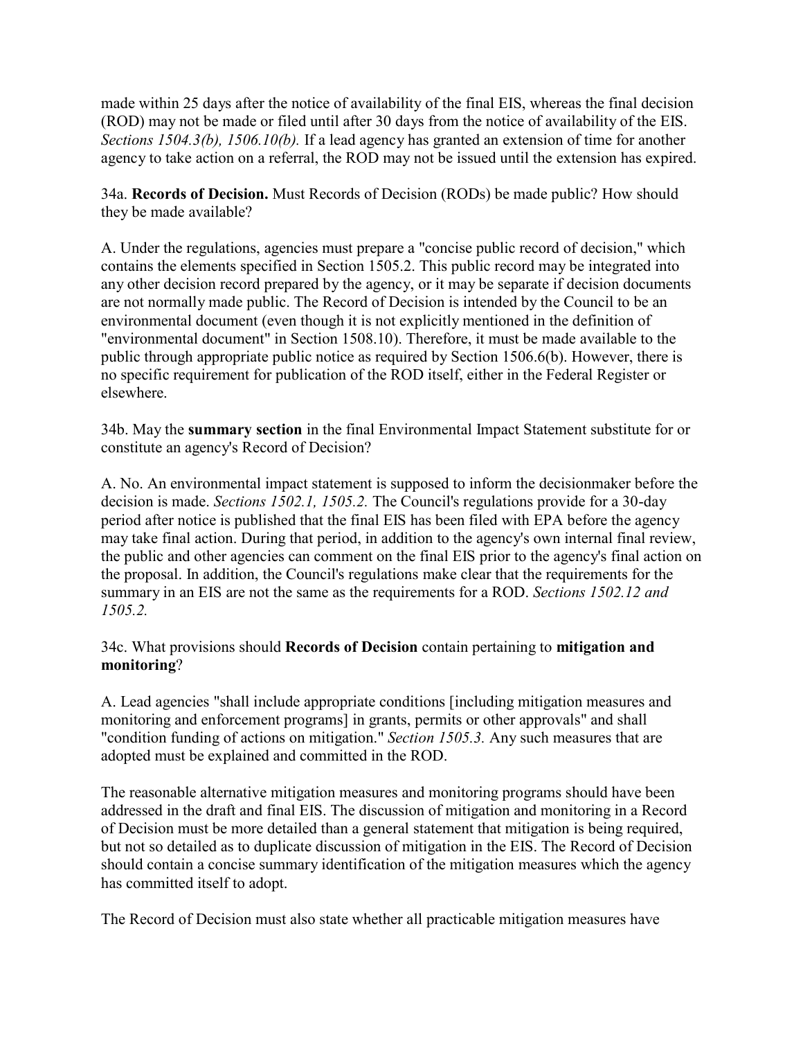made within 25 days after the notice of availability of the final EIS, whereas the final decision (ROD) may not be made or filed until after 30 days from the notice of availability of the EIS. *Sections 1504.3(b), 1506.10(b).* If a lead agency has granted an extension of time for another agency to take action on a referral, the ROD may not be issued until the extension has expired.

34a. **Records of Decision.** Must Records of Decision (RODs) be made public? How should they be made available?

A. Under the regulations, agencies must prepare a "concise public record of decision," which contains the elements specified in Section 1505.2. This public record may be integrated into any other decision record prepared by the agency, or it may be separate if decision documents are not normally made public. The Record of Decision is intended by the Council to be an environmental document (even though it is not explicitly mentioned in the definition of "environmental document" in Section 1508.10). Therefore, it must be made available to the public through appropriate public notice as required by Section 1506.6(b). However, there is no specific requirement for publication of the ROD itself, either in the Federal Register or elsewhere.

34b. May the **summary section** in the final Environmental Impact Statement substitute for or constitute an agency's Record of Decision?

A. No. An environmental impact statement is supposed to inform the decisionmaker before the decision is made. *Sections 1502.1, 1505.2.* The Council's regulations provide for a 30-day period after notice is published that the final EIS has been filed with EPA before the agency may take final action. During that period, in addition to the agency's own internal final review, the public and other agencies can comment on the final EIS prior to the agency's final action on the proposal. In addition, the Council's regulations make clear that the requirements for the summary in an EIS are not the same as the requirements for a ROD. *Sections 1502.12 and 1505.2.*

34c. What provisions should **Records of Decision** contain pertaining to **mitigation and monitoring**?

A. Lead agencies "shall include appropriate conditions [including mitigation measures and monitoring and enforcement programs] in grants, permits or other approvals" and shall "condition funding of actions on mitigation." *Section 1505.3.* Any such measures that are adopted must be explained and committed in the ROD.

The reasonable alternative mitigation measures and monitoring programs should have been addressed in the draft and final EIS. The discussion of mitigation and monitoring in a Record of Decision must be more detailed than a general statement that mitigation is being required, but not so detailed as to duplicate discussion of mitigation in the EIS. The Record of Decision should contain a concise summary identification of the mitigation measures which the agency has committed itself to adopt.

The Record of Decision must also state whether all practicable mitigation measures have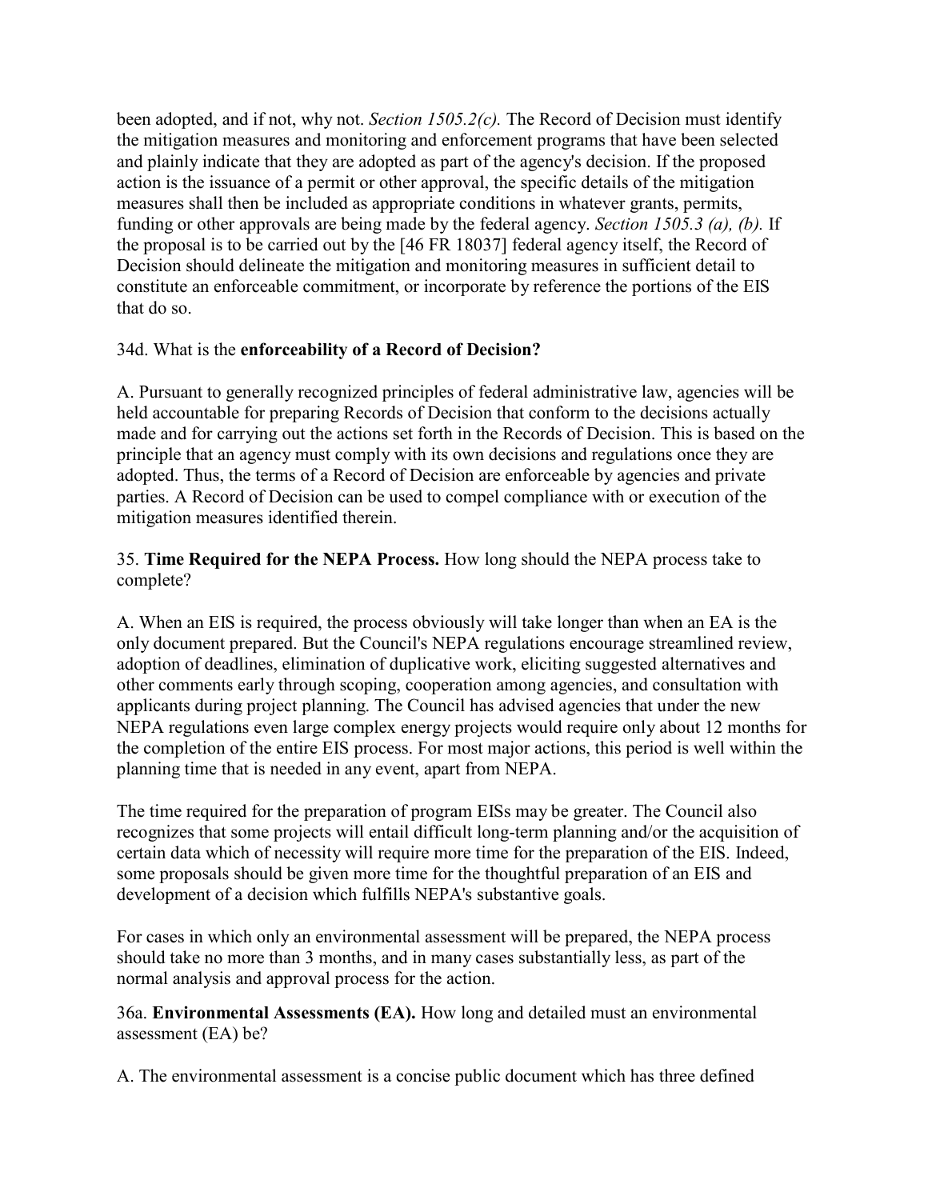been adopted, and if not, why not. *Section 1505.2(c).* The Record of Decision must identify the mitigation measures and monitoring and enforcement programs that have been selected and plainly indicate that they are adopted as part of the agency's decision. If the proposed action is the issuance of a permit or other approval, the specific details of the mitigation measures shall then be included as appropriate conditions in whatever grants, permits, funding or other approvals are being made by the federal agency. *Section 1505.3 (a), (b).* If the proposal is to be carried out by the [46 FR 18037] federal agency itself, the Record of Decision should delineate the mitigation and monitoring measures in sufficient detail to constitute an enforceable commitment, or incorporate by reference the portions of the EIS that do so.

34d. What is the **enforceability of a Record of Decision?**

A. Pursuant to generally recognized principles of federal administrative law, agencies will be held accountable for preparing Records of Decision that conform to the decisions actually made and for carrying out the actions set forth in the Records of Decision. This is based on the principle that an agency must comply with its own decisions and regulations once they are adopted. Thus, the terms of a Record of Decision are enforceable by agencies and private parties. A Record of Decision can be used to compel compliance with or execution of the mitigation measures identified therein.

35. **Time Required for the NEPA Process.** How long should the NEPA process take to complete?

A. When an EIS is required, the process obviously will take longer than when an EA is the only document prepared. But the Council's NEPA regulations encourage streamlined review, adoption of deadlines, elimination of duplicative work, eliciting suggested alternatives and other comments early through scoping, cooperation among agencies, and consultation with applicants during project planning. The Council has advised agencies that under the new NEPA regulations even large complex energy projects would require only about 12 months for the completion of the entire EIS process. For most major actions, this period is well within the planning time that is needed in any event, apart from NEPA.

The time required for the preparation of program EISs may be greater. The Council also recognizes that some projects will entail difficult long-term planning and/or the acquisition of certain data which of necessity will require more time for the preparation of the EIS. Indeed, some proposals should be given more time for the thoughtful preparation of an EIS and development of a decision which fulfills NEPA's substantive goals.

For cases in which only an environmental assessment will be prepared, the NEPA process should take no more than 3 months, and in many cases substantially less, as part of the normal analysis and approval process for the action.

36a. **Environmental Assessments (EA).** How long and detailed must an environmental assessment (EA) be?

A. The environmental assessment is a concise public document which has three defined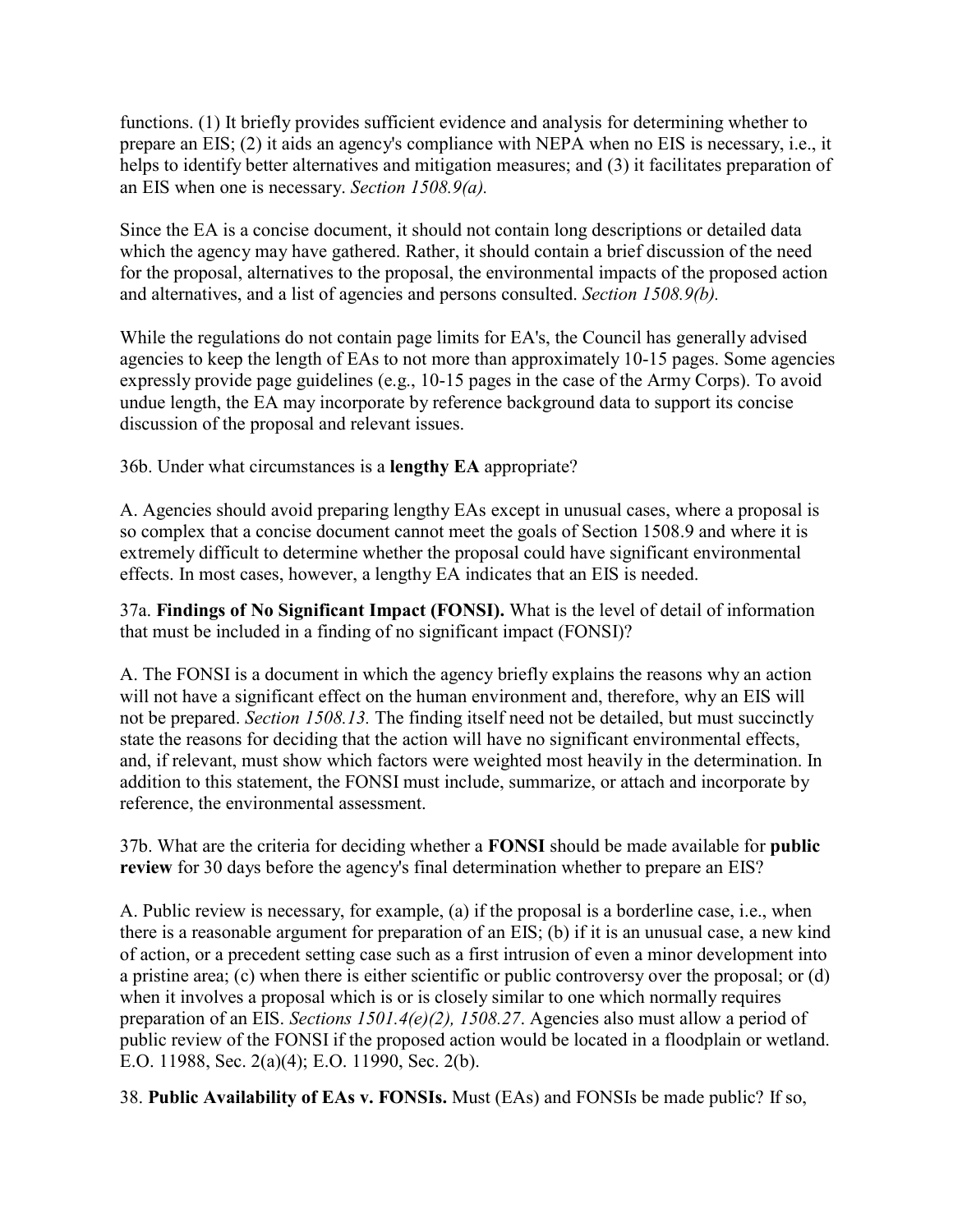functions. (1) It briefly provides sufficient evidence and analysis for determining whether to prepare an EIS; (2) it aids an agency's compliance with NEPA when no EIS is necessary, i.e., it helps to identify better alternatives and mitigation measures; and (3) it facilitates preparation of an EIS when one is necessary. *Section 1508.9(a).*

Since the EA is a concise document, it should not contain long descriptions or detailed data which the agency may have gathered. Rather, it should contain a brief discussion of the need for the proposal, alternatives to the proposal, the environmental impacts of the proposed action and alternatives, and a list of agencies and persons consulted. *Section 1508.9(b).*

While the regulations do not contain page limits for EA's, the Council has generally advised agencies to keep the length of EAs to not more than approximately 10-15 pages. Some agencies expressly provide page guidelines (e.g., 10-15 pages in the case of the Army Corps). To avoid undue length, the EA may incorporate by reference background data to support its concise discussion of the proposal and relevant issues.

36b. Under what circumstances is a **lengthy EA** appropriate?

A. Agencies should avoid preparing lengthy EAs except in unusual cases, where a proposal is so complex that a concise document cannot meet the goals of Section 1508.9 and where it is extremely difficult to determine whether the proposal could have significant environmental effects. In most cases, however, a lengthy EA indicates that an EIS is needed.

37a. **Findings of No Significant Impact (FONSI).** What is the level of detail of information that must be included in a finding of no significant impact (FONSI)?

A. The FONSI is a document in which the agency briefly explains the reasons why an action will not have a significant effect on the human environment and, therefore, why an EIS will not be prepared. *Section 1508.13.* The finding itself need not be detailed, but must succinctly state the reasons for deciding that the action will have no significant environmental effects, and, if relevant, must show which factors were weighted most heavily in the determination. In addition to this statement, the FONSI must include, summarize, or attach and incorporate by reference, the environmental assessment.

37b. What are the criteria for deciding whether a **FONSI** should be made available for **public review** for 30 days before the agency's final determination whether to prepare an EIS?

A. Public review is necessary, for example, (a) if the proposal is a borderline case, i.e., when there is a reasonable argument for preparation of an EIS; (b) if it is an unusual case, a new kind of action, or a precedent setting case such as a first intrusion of even a minor development into a pristine area; (c) when there is either scientific or public controversy over the proposal; or (d) when it involves a proposal which is or is closely similar to one which normally requires preparation of an EIS. *Sections 1501.4(e)(2), 1508.27*. Agencies also must allow a period of public review of the FONSI if the proposed action would be located in a floodplain or wetland. E.O. 11988, Sec. 2(a)(4); E.O. 11990, Sec. 2(b).

38. **Public Availability of EAs v. FONSIs.** Must (EAs) and FONSIs be made public? If so,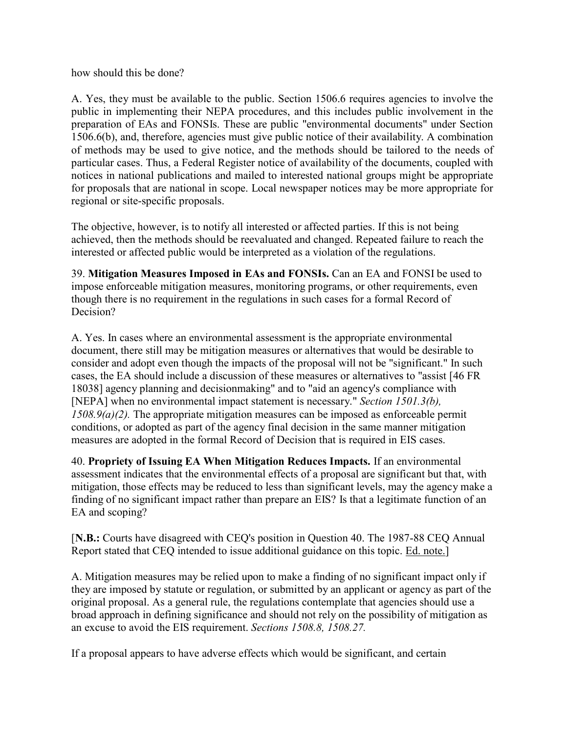how should this be done?

A. Yes, they must be available to the public. Section 1506.6 requires agencies to involve the public in implementing their NEPA procedures, and this includes public involvement in the preparation of EAs and FONSIs. These are public "environmental documents" under Section 1506.6(b), and, therefore, agencies must give public notice of their availability. A combination of methods may be used to give notice, and the methods should be tailored to the needs of particular cases. Thus, a Federal Register notice of availability of the documents, coupled with notices in national publications and mailed to interested national groups might be appropriate for proposals that are national in scope. Local newspaper notices may be more appropriate for regional or site-specific proposals.

The objective, however, is to notify all interested or affected parties. If this is not being achieved, then the methods should be reevaluated and changed. Repeated failure to reach the interested or affected public would be interpreted as a violation of the regulations.

39. **Mitigation Measures Imposed in EAs and FONSIs.** Can an EA and FONSI be used to impose enforceable mitigation measures, monitoring programs, or other requirements, even though there is no requirement in the regulations in such cases for a formal Record of Decision?

A. Yes. In cases where an environmental assessment is the appropriate environmental document, there still may be mitigation measures or alternatives that would be desirable to consider and adopt even though the impacts of the proposal will not be "significant." In such cases, the EA should include a discussion of these measures or alternatives to "assist [46 FR 18038] agency planning and decisionmaking" and to "aid an agency's compliance with [NEPA] when no environmental impact statement is necessary." *Section 1501.3(b), 1508.9(a)(2).* The appropriate mitigation measures can be imposed as enforceable permit conditions, or adopted as part of the agency final decision in the same manner mitigation measures are adopted in the formal Record of Decision that is required in EIS cases.

40. **Propriety of Issuing EA When Mitigation Reduces Impacts.** If an environmental assessment indicates that the environmental effects of a proposal are significant but that, with mitigation, those effects may be reduced to less than significant levels, may the agency make a finding of no significant impact rather than prepare an EIS? Is that a legitimate function of an EA and scoping?

[**N.B.:** Courts have disagreed with CEQ's position in Question 40. The 1987-88 CEQ Annual Report stated that CEQ intended to issue additional guidance on this topic. Ed. note.]

A. Mitigation measures may be relied upon to make a finding of no significant impact only if they are imposed by statute or regulation, or submitted by an applicant or agency as part of the original proposal. As a general rule, the regulations contemplate that agencies should use a broad approach in defining significance and should not rely on the possibility of mitigation as an excuse to avoid the EIS requirement. *Sections 1508.8, 1508.27.*

If a proposal appears to have adverse effects which would be significant, and certain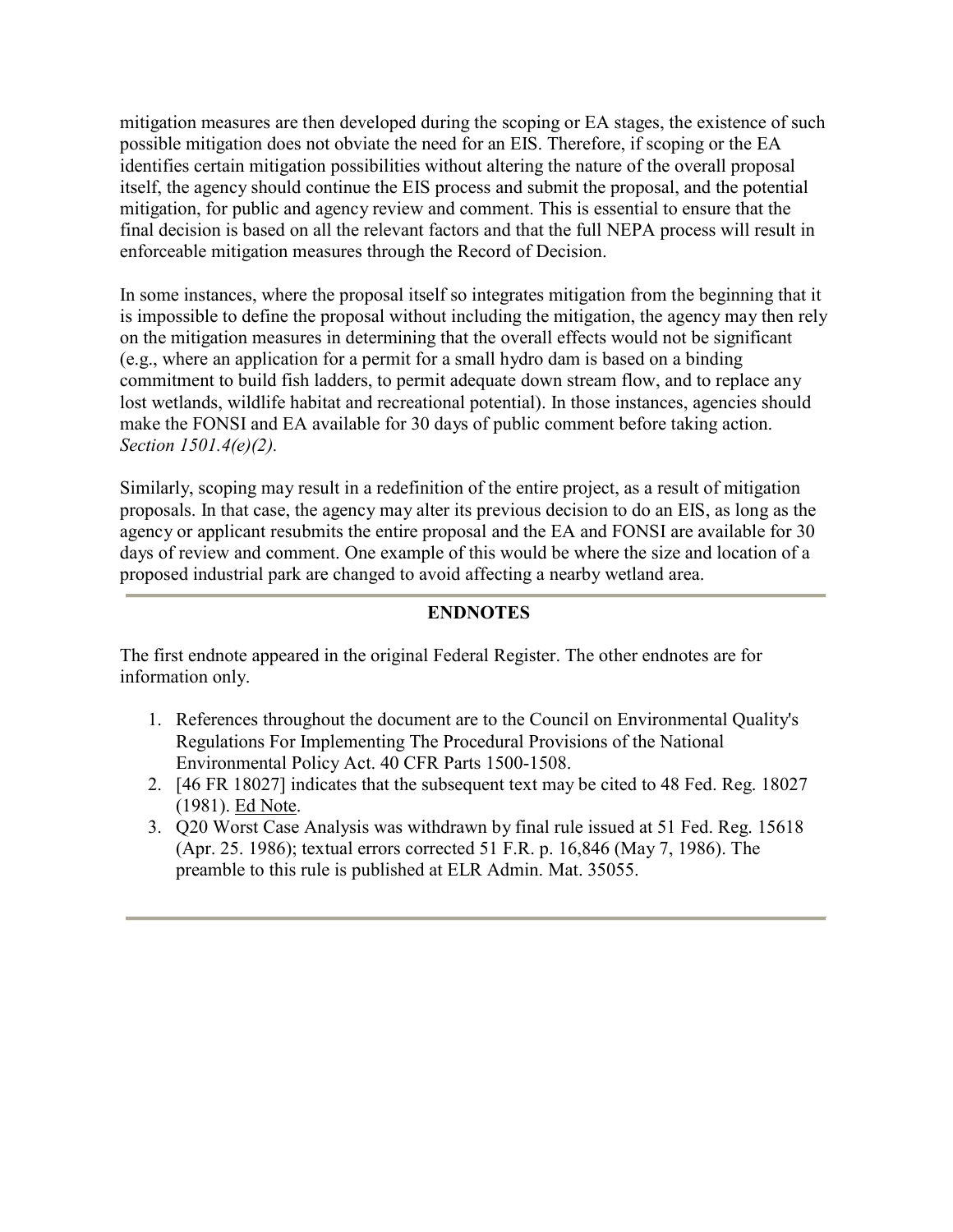mitigation measures are then developed during the scoping or EA stages, the existence of such possible mitigation does not obviate the need for an EIS. Therefore, if scoping or the EA identifies certain mitigation possibilities without altering the nature of the overall proposal itself, the agency should continue the EIS process and submit the proposal, and the potential mitigation, for public and agency review and comment. This is essential to ensure that the final decision is based on all the relevant factors and that the full NEPA process will result in enforceable mitigation measures through the Record of Decision.

In some instances, where the proposal itself so integrates mitigation from the beginning that it is impossible to define the proposal without including the mitigation, the agency may then rely on the mitigation measures in determining that the overall effects would not be significant (e.g., where an application for a permit for a small hydro dam is based on a binding commitment to build fish ladders, to permit adequate down stream flow, and to replace any lost wetlands, wildlife habitat and recreational potential). In those instances, agencies should make the FONSI and EA available for 30 days of public comment before taking action. *Section 1501.4(e)(2).*

Similarly, scoping may result in a redefinition of the entire project, as a result of mitigation proposals. In that case, the agency may alter its previous decision to do an EIS, as long as the agency or applicant resubmits the entire proposal and the EA and FONSI are available for 30 days of review and comment. One example of this would be where the size and location of a proposed industrial park are changed to avoid affecting a nearby wetland area.

---

**ENDNOTES**

The first endnote appeared in the original Federal Register. The other endnotes are for information only.

1. References throughout the document are to the Council on Environmental Quality's Regulations For Implementing The Procedural Provisions of the National Environmental Policy Act. 40 CFR Parts 1500-1508.
2. [46 FR 18027] indicates that the subsequent text may be cited to 48 Fed. Reg. 18027 (1981). Ed Note.
3. Q20 Worst Case Analysis was withdrawn by final rule issued at 51 Fed. Reg. 15618 (Apr. 25. 1986); textual errors corrected 51 F.R. p. 16,846 (May 7, 1986). The preamble to this rule is published at ELR Admin. Mat. 35055.